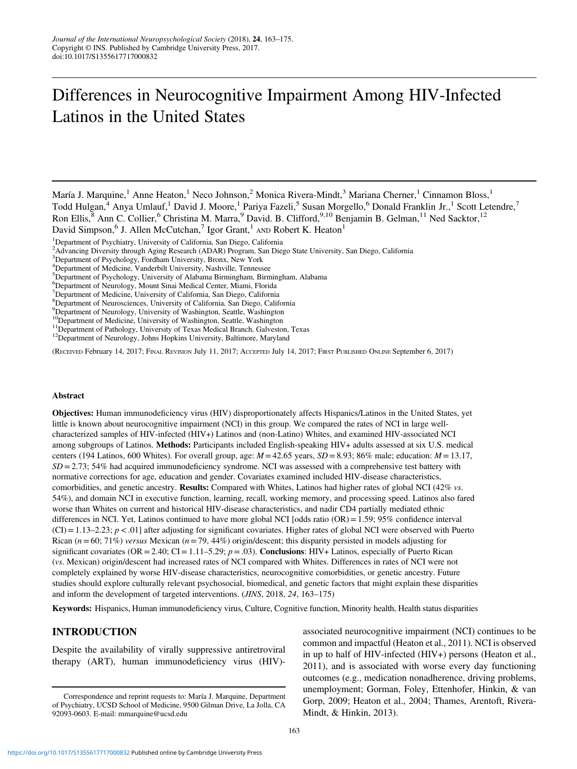# Differences in Neurocognitive Impairment Among HIV-Infected Latinos in the United States

María J. Marquine,[1] Anne Heaton,[1] Neco Johnson,[2] Monica Rivera-Mindt,[3] Mariana Cherner,[1] Cinnamon Bloss,[1] Todd Hulgan,[4] Anya Umlauf,[1] David J. Moore,[1] Pariya Fazeli,[5] Susan Morgello,[6] Donald Franklin Jr.,[1] Scott Letendre,[7] Ron Ellis,[8] Ann C. Collier,[6] Christina M. Marra,[9] David. B. Clifford,[9,10] Benjamin B. Gelman,[11] Ned Sacktor,[12] David Simpson,[6] J. Allen McCutchan,[7] Igor Grant,[1] AND Robert K. Heaton[1]

[1]Department of Psychiatry, University of California, San Diego, California
[2]Advancing Diversity through Aging Research (ADAR) Program, San Diego State University, San Diego, California
[3]Department of Psychology, Fordham University, Bronx, New York
[4]Department of Medicine, Vanderbilt University, Nashville, Tennessee
[5]Department of Psychology, University of Alabama Birmingham, Birmingham, Alabama
[6]Department of Neurology, Mount Sinai Medical Center, Miami, Florida
[7]Department of Medicine, University of California, San Diego, California
[8]Department of Neurosciences, University of California, San Diego, California
[9]Department of Neurology, University of Washington, Seattle, Washington
[10]Department of Medicine, University of Washington, Seattle, Washington
[11]Department of Pathology, University of Texas Medical Branch, Galveston, Texas
[12]Department of Neurology, Johns Hopkins University, Baltimore, Maryland

(RECEIVED February 14, 2017; FINAL REVISION July 11, 2017; ACCEPTED July 14, 2017; FIRST PUBLISHED ONLINE September 6, 2017)

### Abstract

**Objectives:** Human immunodeficiency virus (HIV) disproportionately affects Hispanics/Latinos in the United States, yet little is known about neurocognitive impairment (NCI) in this group. We compared the rates of NCI in large well-characterized samples of HIV-infected (HIV+) Latinos and (non-Latino) Whites, and examined HIV-associated NCI among subgroups of Latinos. **Methods:** Participants included English-speaking HIV+ adults assessed at six U.S. medical centers (194 Latinos, 600 Whites). For overall group, age: $M = 42.65$ years, $SD = 8.93$; 86% male; education: $M = 13.17$, $SD = 2.73$; 54% had acquired immunodeficiency syndrome. NCI was assessed with a comprehensive test battery with normative corrections for age, education and gender. Covariates examined included HIV-disease characteristics, comorbidities, and genetic ancestry. **Results:** Compared with Whites, Latinos had higher rates of global NCI (42% *vs.* 54%), and domain NCI in executive function, learning, recall, working memory, and processing speed. Latinos also fared worse than Whites on current and historical HIV-disease characteristics, and nadir CD4 partially mediated ethnic differences in NCI. Yet, Latinos continued to have more global NCI [odds ratio (OR) = 1.59; 95% confidence interval (CI) = 1.13–2.23; $p < .01$] after adjusting for significant covariates. Higher rates of global NCI were observed with Puerto Rican ($n = 60$; 71%) *versus* Mexican ($n = 79$, 44%) origin/descent; this disparity persisted in models adjusting for significant covariates (OR = 2.40; CI = 1.11–5.29; $p = .03$). **Conclusions**: HIV+ Latinos, especially of Puerto Rican (*vs.* Mexican) origin/descent had increased rates of NCI compared with Whites. Differences in rates of NCI were not completely explained by worse HIV-disease characteristics, neurocognitive comorbidities, or genetic ancestry. Future studies should explore culturally relevant psychosocial, biomedical, and genetic factors that might explain these disparities and inform the development of targeted interventions. (*JINS*, 2018, *24*, 163–175)

**Keywords:** Hispanics, Human immunodeficiency virus, Culture, Cognitive function, Minority health, Health status disparities

## INTRODUCTION

Despite the availability of virally suppressive antiretroviral therapy (ART), human immunodeficiency virus (HIV)-associated neurocognitive impairment (NCI) continues to be common and impactful (Heaton et al., 2011). NCI is observed in up to half of HIV-infected (HIV+) persons (Heaton et al., 2011), and is associated with worse every day functioning outcomes (e.g., medication nonadherence, driving problems, unemployment; Gorman, Foley, Ettenhofer, Hinkin, & van Gorp, 2009; Heaton et al., 2004; Thames, Arentoft, Rivera-Mindt, & Hinkin, 2013).

Correspondence and reprint requests to: María J. Marquine, Department of Psychiatry, UCSD School of Medicine, 9500 Gilman Drive, La Jolla, CA 92093-0603. E-mail: mmarquine@ucsd.edu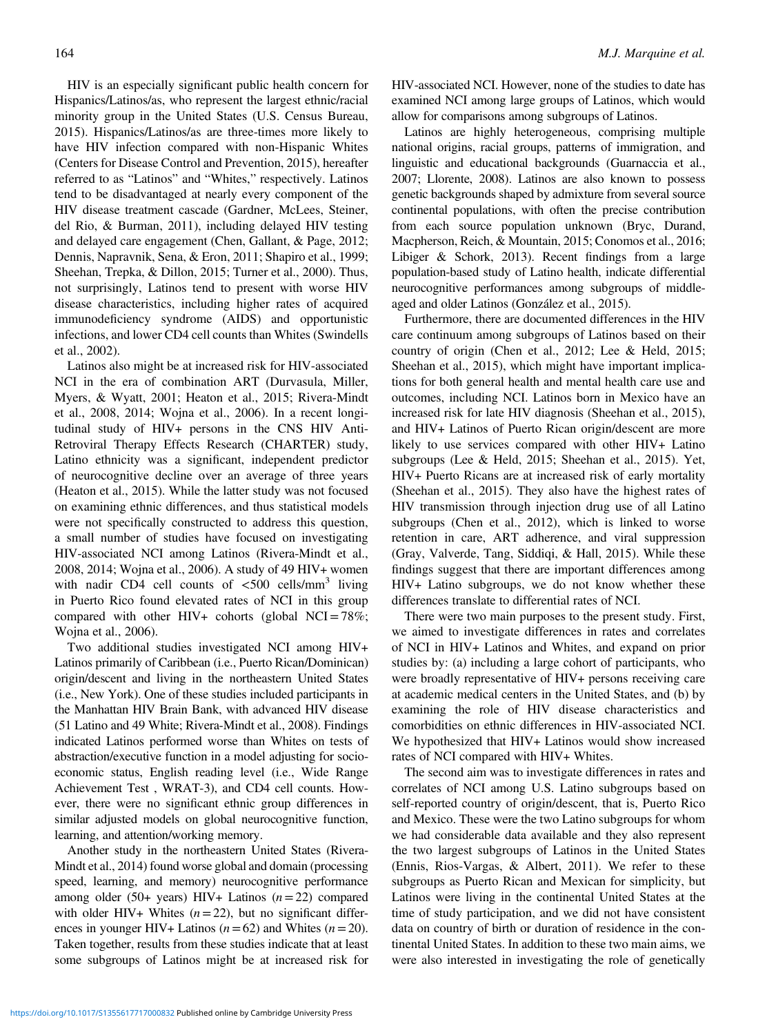HIV is an especially significant public health concern for Hispanics/Latinos/as, who represent the largest ethnic/racial minority group in the United States (U.S. Census Bureau, 2015). Hispanics/Latinos/as are three-times more likely to have HIV infection compared with non-Hispanic Whites (Centers for Disease Control and Prevention, 2015), hereafter referred to as "Latinos" and "Whites," respectively. Latinos tend to be disadvantaged at nearly every component of the HIV disease treatment cascade (Gardner, McLees, Steiner, del Rio, & Burman, 2011), including delayed HIV testing and delayed care engagement (Chen, Gallant, & Page, 2012; Dennis, Napravnik, Sena, & Eron, 2011; Shapiro et al., 1999; Sheehan, Trepka, & Dillon, 2015; Turner et al., 2000). Thus, not surprisingly, Latinos tend to present with worse HIV disease characteristics, including higher rates of acquired immunodeficiency syndrome (AIDS) and opportunistic infections, and lower CD4 cell counts than Whites (Swindells et al., 2002).

Latinos also might be at increased risk for HIV-associated NCI in the era of combination ART (Durvasula, Miller, Myers, & Wyatt, 2001; Heaton et al., 2015; Rivera-Mindt et al., 2008, 2014; Wojna et al., 2006). In a recent longitudinal study of HIV+ persons in the CNS HIV Anti-Retroviral Therapy Effects Research (CHARTER) study, Latino ethnicity was a significant, independent predictor of neurocognitive decline over an average of three years (Heaton et al., 2015). While the latter study was not focused on examining ethnic differences, and thus statistical models were not specifically constructed to address this question, a small number of studies have focused on investigating HIV-associated NCI among Latinos (Rivera-Mindt et al., 2008, 2014; Wojna et al., 2006). A study of 49 HIV+ women with nadir CD4 cell counts of $<500$ cells/mm$^3$ living in Puerto Rico found elevated rates of NCI in this group compared with other HIV+ cohorts (global NCI = 78%; Wojna et al., 2006).

Two additional studies investigated NCI among HIV+ Latinos primarily of Caribbean (i.e., Puerto Rican/Dominican) origin/descent and living in the northeastern United States (i.e., New York). One of these studies included participants in the Manhattan HIV Brain Bank, with advanced HIV disease (51 Latino and 49 White; Rivera-Mindt et al., 2008). Findings indicated Latinos performed worse than Whites on tests of abstraction/executive function in a model adjusting for socioeconomic status, English reading level (i.e., Wide Range Achievement Test , WRAT-3), and CD4 cell counts. However, there were no significant ethnic group differences in similar adjusted models on global neurocognitive function, learning, and attention/working memory.

Another study in the northeastern United States (Rivera-Mindt et al., 2014) found worse global and domain (processing speed, learning, and memory) neurocognitive performance among older (50+ years) HIV+ Latinos ($n = 22$) compared with older HIV+ Whites ($n = 22$), but no significant differences in younger HIV+ Latinos ($n = 62$) and Whites ($n = 20$). Taken together, results from these studies indicate that at least some subgroups of Latinos might be at increased risk for HIV-associated NCI. However, none of the studies to date has examined NCI among large groups of Latinos, which would allow for comparisons among subgroups of Latinos.

Latinos are highly heterogeneous, comprising multiple national origins, racial groups, patterns of immigration, and linguistic and educational backgrounds (Guarnaccia et al., 2007; Llorente, 2008). Latinos are also known to possess genetic backgrounds shaped by admixture from several source continental populations, with often the precise contribution from each source population unknown (Bryc, Durand, Macpherson, Reich, & Mountain, 2015; Conomos et al., 2016; Libiger & Schork, 2013). Recent findings from a large population-based study of Latino health, indicate differential neurocognitive performances among subgroups of middle-aged and older Latinos (González et al., 2015).

Furthermore, there are documented differences in the HIV care continuum among subgroups of Latinos based on their country of origin (Chen et al., 2012; Lee & Held, 2015; Sheehan et al., 2015), which might have important implications for both general health and mental health care use and outcomes, including NCI. Latinos born in Mexico have an increased risk for late HIV diagnosis (Sheehan et al., 2015), and HIV+ Latinos of Puerto Rican origin/descent are more likely to use services compared with other HIV+ Latino subgroups (Lee & Held, 2015; Sheehan et al., 2015). Yet, HIV+ Puerto Ricans are at increased risk of early mortality (Sheehan et al., 2015). They also have the highest rates of HIV transmission through injection drug use of all Latino subgroups (Chen et al., 2012), which is linked to worse retention in care, ART adherence, and viral suppression (Gray, Valverde, Tang, Siddiqi, & Hall, 2015). While these findings suggest that there are important differences among HIV+ Latino subgroups, we do not know whether these differences translate to differential rates of NCI.

There were two main purposes to the present study. First, we aimed to investigate differences in rates and correlates of NCI in HIV+ Latinos and Whites, and expand on prior studies by: (a) including a large cohort of participants, who were broadly representative of HIV+ persons receiving care at academic medical centers in the United States, and (b) by examining the role of HIV disease characteristics and comorbidities on ethnic differences in HIV-associated NCI. We hypothesized that HIV+ Latinos would show increased rates of NCI compared with HIV+ Whites.

The second aim was to investigate differences in rates and correlates of NCI among U.S. Latino subgroups based on self-reported country of origin/descent, that is, Puerto Rico and Mexico. These were the two Latino subgroups for whom we had considerable data available and they also represent the two largest subgroups of Latinos in the United States (Ennis, Rios-Vargas, & Albert, 2011). We refer to these subgroups as Puerto Rican and Mexican for simplicity, but Latinos were living in the continental United States at the time of study participation, and we did not have consistent data on country of birth or duration of residence in the continental United States. In addition to these two main aims, we were also interested in investigating the role of genetically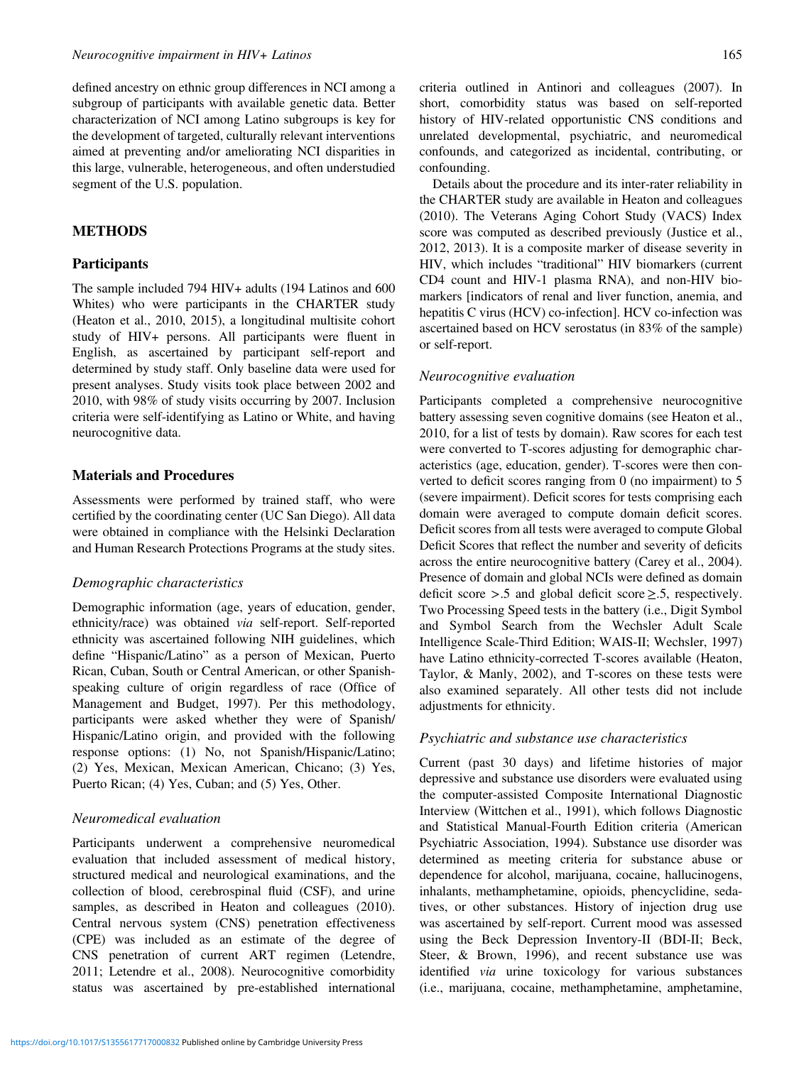defined ancestry on ethnic group differences in NCI among a subgroup of participants with available genetic data. Better characterization of NCI among Latino subgroups is key for the development of targeted, culturally relevant interventions aimed at preventing and/or ameliorating NCI disparities in this large, vulnerable, heterogeneous, and often understudied segment of the U.S. population.

## METHODS

### Participants

The sample included 794 HIV+ adults (194 Latinos and 600 Whites) who were participants in the CHARTER study (Heaton et al., 2010, 2015), a longitudinal multisite cohort study of HIV+ persons. All participants were fluent in English, as ascertained by participant self-report and determined by study staff. Only baseline data were used for present analyses. Study visits took place between 2002 and 2010, with 98% of study visits occurring by 2007. Inclusion criteria were self-identifying as Latino or White, and having neurocognitive data.

### Materials and Procedures

Assessments were performed by trained staff, who were certified by the coordinating center (UC San Diego). All data were obtained in compliance with the Helsinki Declaration and Human Research Protections Programs at the study sites.

#### *Demographic characteristics*

Demographic information (age, years of education, gender, ethnicity/race) was obtained *via* self-report. Self-reported ethnicity was ascertained following NIH guidelines, which define "Hispanic/Latino" as a person of Mexican, Puerto Rican, Cuban, South or Central American, or other Spanish-speaking culture of origin regardless of race (Office of Management and Budget, 1997). Per this methodology, participants were asked whether they were of Spanish/Hispanic/Latino origin, and provided with the following response options: (1) No, not Spanish/Hispanic/Latino; (2) Yes, Mexican, Mexican American, Chicano; (3) Yes, Puerto Rican; (4) Yes, Cuban; and (5) Yes, Other.

#### *Neuromedical evaluation*

Participants underwent a comprehensive neuromedical evaluation that included assessment of medical history, structured medical and neurological examinations, and the collection of blood, cerebrospinal fluid (CSF), and urine samples, as described in Heaton and colleagues (2010). Central nervous system (CNS) penetration effectiveness (CPE) was included as an estimate of the degree of CNS penetration of current ART regimen (Letendre, 2011; Letendre et al., 2008). Neurocognitive comorbidity status was ascertained by pre-established international criteria outlined in Antinori and colleagues (2007). In short, comorbidity status was based on self-reported history of HIV-related opportunistic CNS conditions and unrelated developmental, psychiatric, and neuromedical confounds, and categorized as incidental, contributing, or confounding.

Details about the procedure and its inter-rater reliability in the CHARTER study are available in Heaton and colleagues (2010). The Veterans Aging Cohort Study (VACS) Index score was computed as described previously (Justice et al., 2012, 2013). It is a composite marker of disease severity in HIV, which includes "traditional" HIV biomarkers (current CD4 count and HIV-1 plasma RNA), and non-HIV biomarkers [indicators of renal and liver function, anemia, and hepatitis C virus (HCV) co-infection]. HCV co-infection was ascertained based on HCV serostatus (in 83% of the sample) or self-report.

#### *Neurocognitive evaluation*

Participants completed a comprehensive neurocognitive battery assessing seven cognitive domains (see Heaton et al., 2010, for a list of tests by domain). Raw scores for each test were converted to T-scores adjusting for demographic characteristics (age, education, gender). T-scores were then converted to deficit scores ranging from 0 (no impairment) to 5 (severe impairment). Deficit scores for tests comprising each domain were averaged to compute domain deficit scores. Deficit scores from all tests were averaged to compute Global Deficit Scores that reflect the number and severity of deficits across the entire neurocognitive battery (Carey et al., 2004). Presence of domain and global NCIs were defined as domain deficit score $>.5$ and global deficit score $\geq .5$, respectively. Two Processing Speed tests in the battery (i.e., Digit Symbol and Symbol Search from the Wechsler Adult Scale Intelligence Scale-Third Edition; WAIS-II; Wechsler, 1997) have Latino ethnicity-corrected T-scores available (Heaton, Taylor, & Manly, 2002), and T-scores on these tests were also examined separately. All other tests did not include adjustments for ethnicity.

#### *Psychiatric and substance use characteristics*

Current (past 30 days) and lifetime histories of major depressive and substance use disorders were evaluated using the computer-assisted Composite International Diagnostic Interview (Wittchen et al., 1991), which follows Diagnostic and Statistical Manual-Fourth Edition criteria (American Psychiatric Association, 1994). Substance use disorder was determined as meeting criteria for substance abuse or dependence for alcohol, marijuana, cocaine, hallucinogens, inhalants, methamphetamine, opioids, phencyclidine, sedatives, or other substances. History of injection drug use was ascertained by self-report. Current mood was assessed using the Beck Depression Inventory-II (BDI-II; Beck, Steer, & Brown, 1996), and recent substance use was identified *via* urine toxicology for various substances (i.e., marijuana, cocaine, methamphetamine, amphetamine,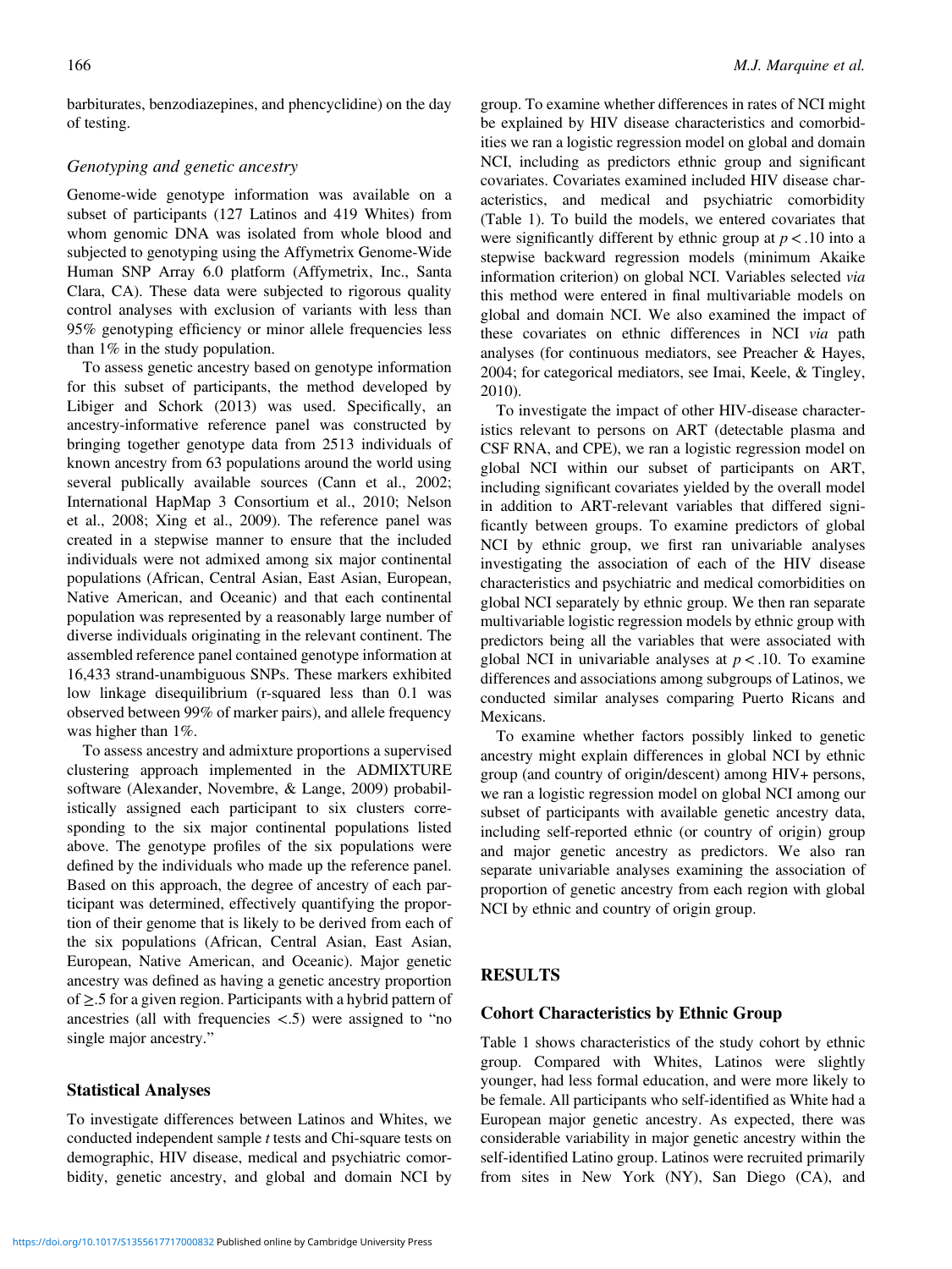barbiturates, benzodiazepines, and phencyclidine) on the day of testing.

### *Genotyping and genetic ancestry*

Genome-wide genotype information was available on a subset of participants (127 Latinos and 419 Whites) from whom genomic DNA was isolated from whole blood and subjected to genotyping using the Affymetrix Genome-Wide Human SNP Array 6.0 platform (Affymetrix, Inc., Santa Clara, CA). These data were subjected to rigorous quality control analyses with exclusion of variants with less than 95% genotyping efficiency or minor allele frequencies less than 1% in the study population.

To assess genetic ancestry based on genotype information for this subset of participants, the method developed by Libiger and Schork (2013) was used. Specifically, an ancestry-informative reference panel was constructed by bringing together genotype data from 2513 individuals of known ancestry from 63 populations around the world using several publically available sources (Cann et al., 2002; International HapMap 3 Consortium et al., 2010; Nelson et al., 2008; Xing et al., 2009). The reference panel was created in a stepwise manner to ensure that the included individuals were not admixed among six major continental populations (African, Central Asian, East Asian, European, Native American, and Oceanic) and that each continental population was represented by a reasonably large number of diverse individuals originating in the relevant continent. The assembled reference panel contained genotype information at 16,433 strand-unambiguous SNPs. These markers exhibited low linkage disequilibrium (r-squared less than 0.1 was observed between 99% of marker pairs), and allele frequency was higher than 1%.

To assess ancestry and admixture proportions a supervised clustering approach implemented in the ADMIXTURE software (Alexander, Novembre, & Lange, 2009) probabilistically assigned each participant to six clusters corresponding to the six major continental populations listed above. The genotype profiles of the six populations were defined by the individuals who made up the reference panel. Based on this approach, the degree of ancestry of each participant was determined, effectively quantifying the proportion of their genome that is likely to be derived from each of the six populations (African, Central Asian, East Asian, European, Native American, and Oceanic). Major genetic ancestry was defined as having a genetic ancestry proportion of $\geq .5$ for a given region. Participants with a hybrid pattern of ancestries (all with frequencies $< .5$) were assigned to "no single major ancestry."

## Statistical Analyses

To investigate differences between Latinos and Whites, we conducted independent sample *t* tests and Chi-square tests on demographic, HIV disease, medical and psychiatric comorbidity, genetic ancestry, and global and domain NCI by group. To examine whether differences in rates of NCI might be explained by HIV disease characteristics and comorbidities we ran a logistic regression model on global and domain NCI, including as predictors ethnic group and significant covariates. Covariates examined included HIV disease characteristics, and medical and psychiatric comorbidity (Table 1). To build the models, we entered covariates that were significantly different by ethnic group at $p < .10$ into a stepwise backward regression models (minimum Akaike information criterion) on global NCI. Variables selected *via* this method were entered in final multivariable models on global and domain NCI. We also examined the impact of these covariates on ethnic differences in NCI *via* path analyses (for continuous mediators, see Preacher & Hayes, 2004; for categorical mediators, see Imai, Keele, & Tingley, 2010).

To investigate the impact of other HIV-disease characteristics relevant to persons on ART (detectable plasma and CSF RNA, and CPE), we ran a logistic regression model on global NCI within our subset of participants on ART, including significant covariates yielded by the overall model in addition to ART-relevant variables that differed significantly between groups. To examine predictors of global NCI by ethnic group, we first ran univariable analyses investigating the association of each of the HIV disease characteristics and psychiatric and medical comorbidities on global NCI separately by ethnic group. We then ran separate multivariable logistic regression models by ethnic group with predictors being all the variables that were associated with global NCI in univariable analyses at $p < .10$. To examine differences and associations among subgroups of Latinos, we conducted similar analyses comparing Puerto Ricans and Mexicans.

To examine whether factors possibly linked to genetic ancestry might explain differences in global NCI by ethnic group (and country of origin/descent) among HIV+ persons, we ran a logistic regression model on global NCI among our subset of participants with available genetic ancestry data, including self-reported ethnic (or country of origin) group and major genetic ancestry as predictors. We also ran separate univariable analyses examining the association of proportion of genetic ancestry from each region with global NCI by ethnic and country of origin group.

# RESULTS

## Cohort Characteristics by Ethnic Group

Table 1 shows characteristics of the study cohort by ethnic group. Compared with Whites, Latinos were slightly younger, had less formal education, and were more likely to be female. All participants who self-identified as White had a European major genetic ancestry. As expected, there was considerable variability in major genetic ancestry within the self-identified Latino group. Latinos were recruited primarily from sites in New York (NY), San Diego (CA), and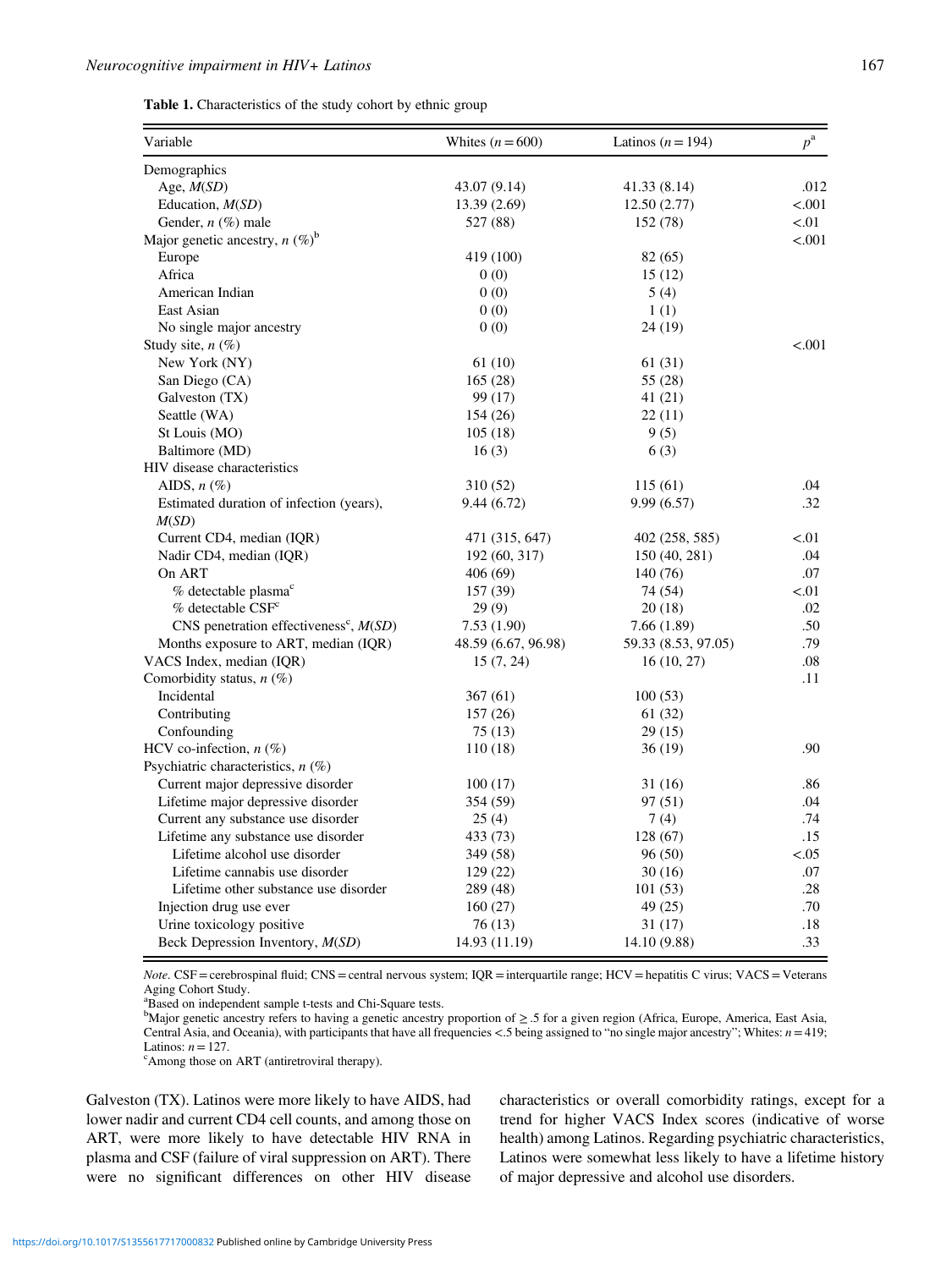**Table 1.** Characteristics of the study cohort by ethnic group

| Variable | Whites ($n = 600$) | Latinos ($n = 194$) | $p$[a] |
|---|---|---|---|
| Demographics | | | |
| Age, $M(SD)$ | 43.07 (9.14) | 41.33 (8.14) | .012 |
| Education, $M(SD)$ | 13.39 (2.69) | 12.50 (2.77) | <.001 |
| Gender, $n$ (%) male | 527 (88) | 152 (78) | <.01 |
| Major genetic ancestry, $n$ (%)[b] | | | <.001 |
| Europe | 419 (100) | 82 (65) | |
| Africa | 0 (0) | 15 (12) | |
| American Indian | 0 (0) | 5 (4) | |
| East Asian | 0 (0) | 1 (1) | |
| No single major ancestry | 0 (0) | 24 (19) | |
| Study site, $n$ (%) | | | <.001 |
| New York (NY) | 61 (10) | 61 (31) | |
| San Diego (CA) | 165 (28) | 55 (28) | |
| Galveston (TX) | 99 (17) | 41 (21) | |
| Seattle (WA) | 154 (26) | 22 (11) | |
| St Louis (MO) | 105 (18) | 9 (5) | |
| Baltimore (MD) | 16 (3) | 6 (3) | |
| HIV disease characteristics | | | |
| AIDS, $n$ (%) | 310 (52) | 115 (61) | .04 |
| Estimated duration of infection (years), $M(SD)$ | 9.44 (6.72) | 9.99 (6.57) | .32 |
| Current CD4, median (IQR) | 471 (315, 647) | 402 (258, 585) | <.01 |
| Nadir CD4, median (IQR) | 192 (60, 317) | 150 (40, 281) | .04 |
| On ART | 406 (69) | 140 (76) | .07 |
| % detectable plasma[c] | 157 (39) | 74 (54) | <.01 |
| % detectable CSF[c] | 29 (9) | 20 (18) | .02 |
| CNS penetration effectiveness[c], $M(SD)$ | 7.53 (1.90) | 7.66 (1.89) | .50 |
| Months exposure to ART, median (IQR) | 48.59 (6.67, 96.98) | 59.33 (8.53, 97.05) | .79 |
| VACS Index, median (IQR) | 15 (7, 24) | 16 (10, 27) | .08 |
| Comorbidity status, $n$ (%) | | | .11 |
| Incidental | 367 (61) | 100 (53) | |
| Contributing | 157 (26) | 61 (32) | |
| Confounding | 75 (13) | 29 (15) | |
| HCV co-infection, $n$ (%) | 110 (18) | 36 (19) | .90 |
| Psychiatric characteristics, $n$ (%) | | | |
| Current major depressive disorder | 100 (17) | 31 (16) | .86 |
| Lifetime major depressive disorder | 354 (59) | 97 (51) | .04 |
| Current any substance use disorder | 25 (4) | 7 (4) | .74 |
| Lifetime any substance use disorder | 433 (73) | 128 (67) | .15 |
| Lifetime alcohol use disorder | 349 (58) | 96 (50) | <.05 |
| Lifetime cannabis use disorder | 129 (22) | 30 (16) | .07 |
| Lifetime other substance use disorder | 289 (48) | 101 (53) | .28 |
| Injection drug use ever | 160 (27) | 49 (25) | .70 |
| Urine toxicology positive | 76 (13) | 31 (17) | .18 |
| Beck Depression Inventory, $M(SD)$ | 14.93 (11.19) | 14.10 (9.88) | .33 |

*Note*. CSF = cerebrospinal fluid; CNS = central nervous system; IQR = interquartile range; HCV = hepatitis C virus; VACS = Veterans Aging Cohort Study.

[a]Based on independent sample t-tests and Chi-Square tests.

[b]Major genetic ancestry refers to having a genetic ancestry proportion of $\geq .5$ for a given region (Africa, Europe, America, East Asia, Central Asia, and Oceania), with participants that have all frequencies $<.5$ being assigned to "no single major ancestry"; Whites: $n = 419$; Latinos: $n = 127$.

[c]Among those on ART (antiretroviral therapy).

Galveston (TX). Latinos were more likely to have AIDS, had lower nadir and current CD4 cell counts, and among those on ART, were more likely to have detectable HIV RNA in plasma and CSF (failure of viral suppression on ART). There were no significant differences on other HIV disease characteristics or overall comorbidity ratings, except for a trend for higher VACS Index scores (indicative of worse health) among Latinos. Regarding psychiatric characteristics, Latinos were somewhat less likely to have a lifetime history of major depressive and alcohol use disorders.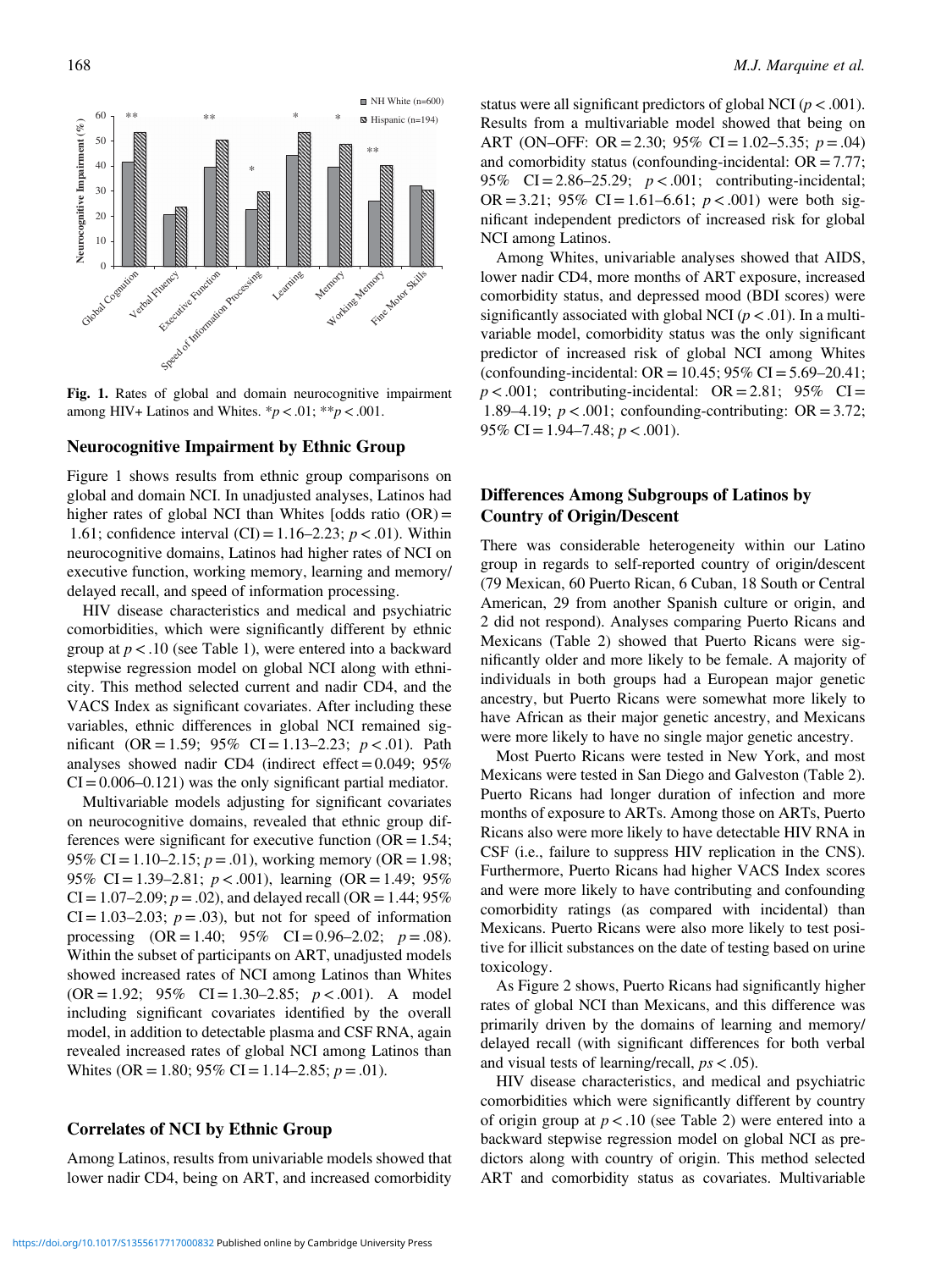Fig. 1. Rates of global and domain neurocognitive impairment among HIV+ Latinos and Whites. $^{*}p < .01$; $^{**}p < .001$.

### Neurocognitive Impairment by Ethnic Group

Figure 1 shows results from ethnic group comparisons on global and domain NCI. In unadjusted analyses, Latinos had higher rates of global NCI than Whites [odds ratio (OR) = 1.61; confidence interval (CI) = 1.16–2.23; $p < .01$). Within neurocognitive domains, Latinos had higher rates of NCI on executive function, working memory, learning and memory/delayed recall, and speed of information processing.

HIV disease characteristics and medical and psychiatric comorbidities, which were significantly different by ethnic group at $p < .10$ (see Table 1), were entered into a backward stepwise regression model on global NCI along with ethnicity. This method selected current and nadir CD4, and the VACS Index as significant covariates. After including these variables, ethnic differences in global NCI remained significant (OR = 1.59; 95% CI = 1.13–2.23; $p < .01$). Path analyses showed nadir CD4 (indirect effect = 0.049; 95% CI = 0.006–0.121) was the only significant partial mediator.

Multivariable models adjusting for significant covariates on neurocognitive domains, revealed that ethnic group differences were significant for executive function (OR = 1.54; 95% CI = 1.10–2.15; $p = .01$), working memory (OR = 1.98; 95% CI = 1.39–2.81; $p < .001$), learning (OR = 1.49; 95% CI = 1.07–2.09; $p = .02$), and delayed recall (OR = 1.44; 95% CI = 1.03–2.03; $p = .03$), but not for speed of information processing (OR = 1.40; 95% CI = 0.96–2.02; $p = .08$). Within the subset of participants on ART, unadjusted models showed increased rates of NCI among Latinos than Whites (OR = 1.92; 95% CI = 1.30–2.85; $p < .001$). A model including significant covariates identified by the overall model, in addition to detectable plasma and CSF RNA, again revealed increased rates of global NCI among Latinos than Whites (OR = 1.80; 95% CI = 1.14–2.85; $p = .01$).

### Correlates of NCI by Ethnic Group

Among Latinos, results from univariable models showed that lower nadir CD4, being on ART, and increased comorbidity status were all significant predictors of global NCI ($p < .001$). Results from a multivariable model showed that being on ART (ON–OFF: OR = 2.30; 95% CI = 1.02–5.35; $p = .04$) and comorbidity status (confounding-incidental: OR = 7.77; 95% CI = 2.86–25.29; $p < .001$; contributing-incidental; OR = 3.21; 95% CI = 1.61–6.61; $p < .001$) were both significant independent predictors of increased risk for global NCI among Latinos.

Among Whites, univariable analyses showed that AIDS, lower nadir CD4, more months of ART exposure, increased comorbidity status, and depressed mood (BDI scores) were significantly associated with global NCI ($p < .01$). In a multivariable model, comorbidity status was the only significant predictor of increased risk of global NCI among Whites (confounding-incidental: OR = 10.45; 95% CI = 5.69–20.41; $p < .001$; contributing-incidental: OR = 2.81; 95% CI = 1.89–4.19; $p < .001$; confounding-contributing: OR = 3.72; 95% CI = 1.94–7.48; $p < .001$).

### Differences Among Subgroups of Latinos by Country of Origin/Descent

There was considerable heterogeneity within our Latino group in regards to self-reported country of origin/descent (79 Mexican, 60 Puerto Rican, 6 Cuban, 18 South or Central American, 29 from another Spanish culture or origin, and 2 did not respond). Analyses comparing Puerto Ricans and Mexicans (Table 2) showed that Puerto Ricans were significantly older and more likely to be female. A majority of individuals in both groups had a European major genetic ancestry, but Puerto Ricans were somewhat more likely to have African as their major genetic ancestry, and Mexicans were more likely to have no single major genetic ancestry.

Most Puerto Ricans were tested in New York, and most Mexicans were tested in San Diego and Galveston (Table 2). Puerto Ricans had longer duration of infection and more months of exposure to ARTs. Among those on ARTs, Puerto Ricans also were more likely to have detectable HIV RNA in CSF (i.e., failure to suppress HIV replication in the CNS). Furthermore, Puerto Ricans had higher VACS Index scores and were more likely to have contributing and confounding comorbidity ratings (as compared with incidental) than Mexicans. Puerto Ricans were also more likely to test positive for illicit substances on the date of testing based on urine toxicology.

As Figure 2 shows, Puerto Ricans had significantly higher rates of global NCI than Mexicans, and this difference was primarily driven by the domains of learning and memory/delayed recall (with significant differences for both verbal and visual tests of learning/recall, $ps < .05$).

HIV disease characteristics, and medical and psychiatric comorbidities which were significantly different by country of origin group at $p < .10$ (see Table 2) were entered into a backward stepwise regression model on global NCI as predictors along with country of origin. This method selected ART and comorbidity status as covariates. Multivariable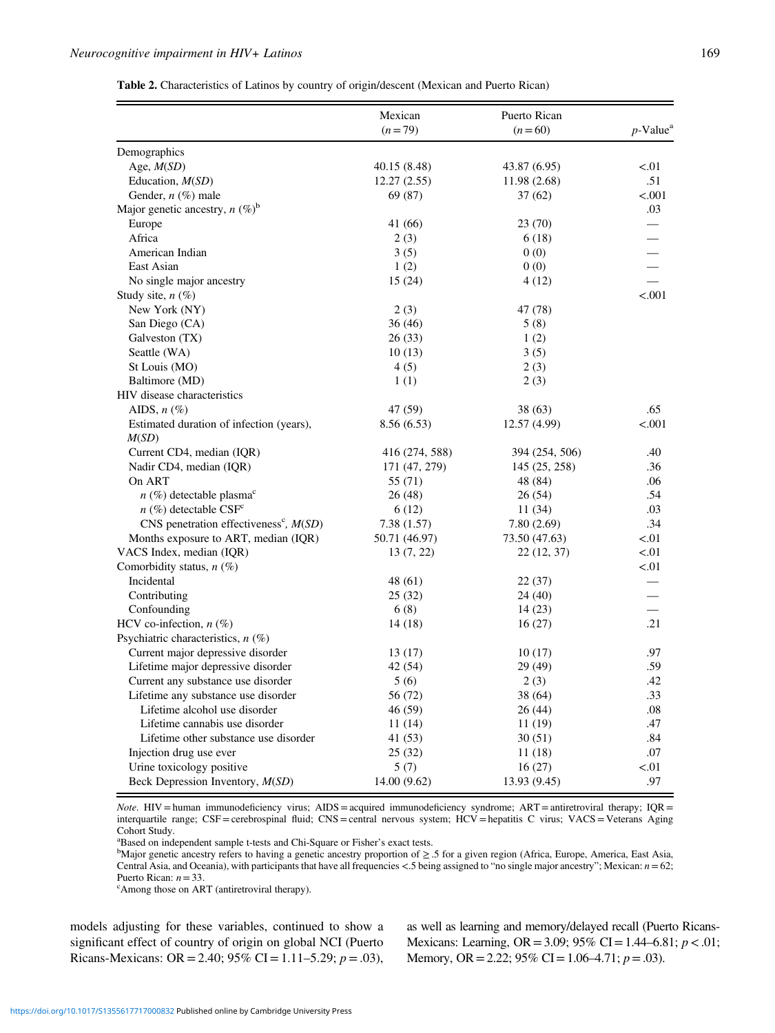**Table 2.** Characteristics of Latinos by country of origin/descent (Mexican and Puerto Rican)

| | Mexican ($n=79$) | Puerto Rican ($n=60$) | $p$-Value[a] |
|---|---|---|---|
| Demographics | | | |
| Age, $M(SD)$ | 40.15 (8.48) | 43.87 (6.95) | <.01 |
| Education, $M(SD)$ | 12.27 (2.55) | 11.98 (2.68) | .51 |
| Gender, $n$ (%) male | 69 (87) | 37 (62) | <.001 |
| Major genetic ancestry, $n$ (%)[b] | | | .03 |
| Europe | 41 (66) | 23 (70) | — |
| Africa | 2 (3) | 6 (18) | — |
| American Indian | 3 (5) | 0 (0) | — |
| East Asian | 1 (2) | 0 (0) | — |
| No single major ancestry | 15 (24) | 4 (12) | — |
| Study site, $n$ (%) | | | <.001 |
| New York (NY) | 2 (3) | 47 (78) | |
| San Diego (CA) | 36 (46) | 5 (8) | |
| Galveston (TX) | 26 (33) | 1 (2) | |
| Seattle (WA) | 10 (13) | 3 (5) | |
| St Louis (MO) | 4 (5) | 2 (3) | |
| Baltimore (MD) | 1 (1) | 2 (3) | |
| HIV disease characteristics | | | |
| AIDS, $n$ (%) | 47 (59) | 38 (63) | .65 |
| Estimated duration of infection (years), $M(SD)$ | 8.56 (6.53) | 12.57 (4.99) | <.001 |
| Current CD4, median (IQR) | 416 (274, 588) | 394 (254, 506) | .40 |
| Nadir CD4, median (IQR) | 171 (47, 279) | 145 (25, 258) | .36 |
| On ART | 55 (71) | 48 (84) | .06 |
| $n$ (%) detectable plasma[c] | 26 (48) | 26 (54) | .54 |
| $n$ (%) detectable CSF[c] | 6 (12) | 11 (34) | .03 |
| CNS penetration effectiveness[c], $M(SD)$ | 7.38 (1.57) | 7.80 (2.69) | .34 |
| Months exposure to ART, median (IQR) | 50.71 (46.97) | 73.50 (47.63) | <.01 |
| VACS Index, median (IQR) | 13 (7, 22) | 22 (12, 37) | <.01 |
| Comorbidity status, $n$ (%) | | | <.01 |
| Incidental | 48 (61) | 22 (37) | — |
| Contributing | 25 (32) | 24 (40) | — |
| Confounding | 6 (8) | 14 (23) | — |
| HCV co-infection, $n$ (%) | 14 (18) | 16 (27) | .21 |
| Psychiatric characteristics, $n$ (%) | | | |
| Current major depressive disorder | 13 (17) | 10 (17) | .97 |
| Lifetime major depressive disorder | 42 (54) | 29 (49) | .59 |
| Current any substance use disorder | 5 (6) | 2 (3) | .42 |
| Lifetime any substance use disorder | 56 (72) | 38 (64) | .33 |
| Lifetime alcohol use disorder | 46 (59) | 26 (44) | .08 |
| Lifetime cannabis use disorder | 11 (14) | 11 (19) | .47 |
| Lifetime other substance use disorder | 41 (53) | 30 (51) | .84 |
| Injection drug use ever | 25 (32) | 11 (18) | .07 |
| Urine toxicology positive | 5 (7) | 16 (27) | <.01 |
| Beck Depression Inventory, $M(SD)$ | 14.00 (9.62) | 13.93 (9.45) | .97 |

*Note.* HIV = human immunodeficiency virus; AIDS = acquired immunodeficiency syndrome; ART = antiretroviral therapy; IQR = interquartile range; CSF = cerebrospinal fluid; CNS = central nervous system; HCV = hepatitis C virus; VACS = Veterans Aging Cohort Study.

[a]Based on independent sample t-tests and Chi-Square or Fisher's exact tests.

[b]Major genetic ancestry refers to having a genetic ancestry proportion of ≥ .5 for a given region (Africa, Europe, America, East Asia, Central Asia, and Oceania), with participants that have all frequencies <.5 being assigned to "no single major ancestry"; Mexican: $n = 62$; Puerto Rican: $n = 33$.

[c]Among those on ART (antiretroviral therapy).

models adjusting for these variables, continued to show a significant effect of country of origin on global NCI (Puerto Ricans-Mexicans: OR = 2.40; 95% CI = 1.11–5.29; $p = .03$), as well as learning and memory/delayed recall (Puerto Ricans-Mexicans: Learning, OR = 3.09; 95% CI = 1.44–6.81; $p < .01$; Memory, OR = 2.22; 95% CI = 1.06–4.71; $p = .03$).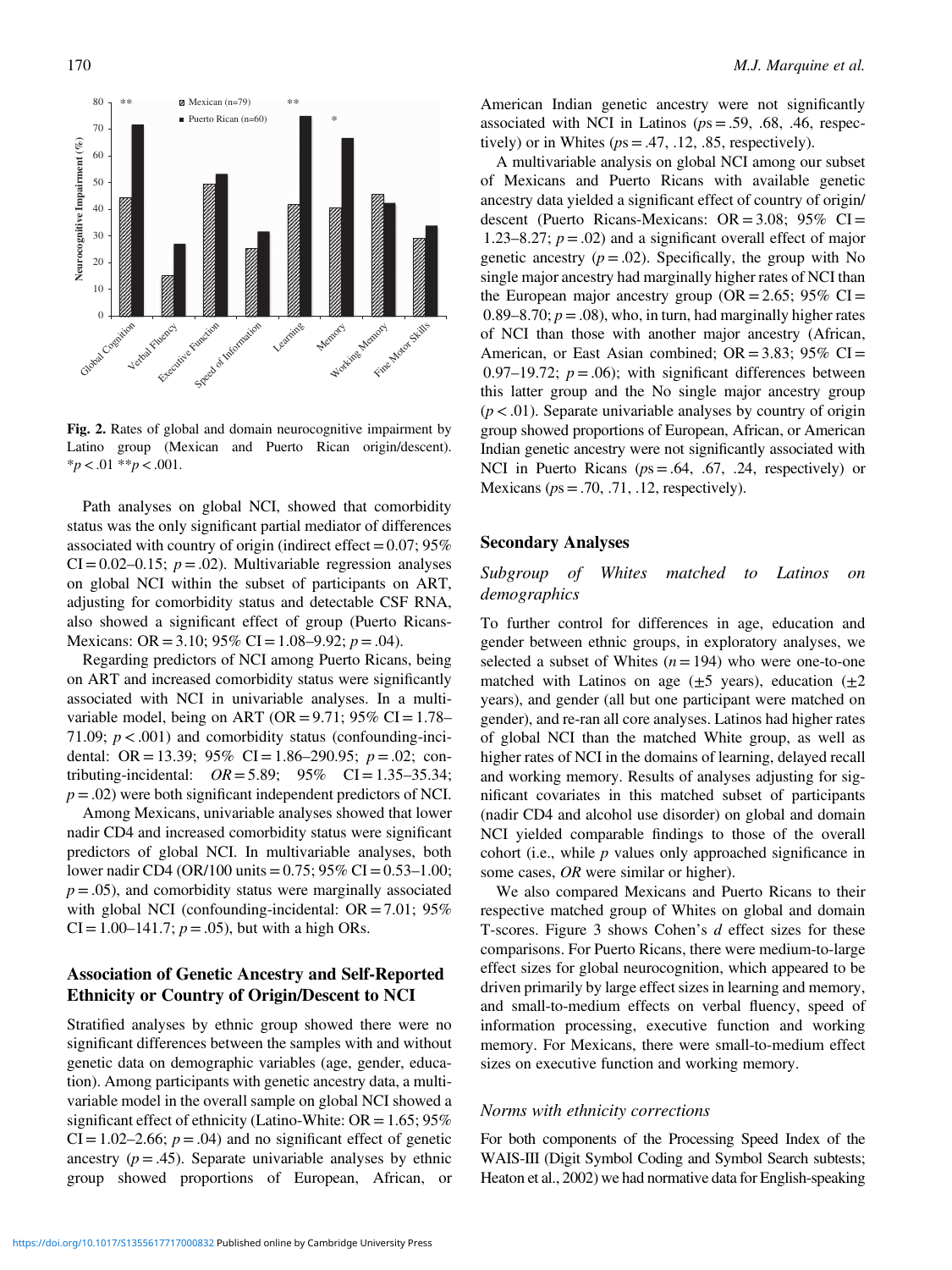Fig. 2. Rates of global and domain neurocognitive impairment by Latino group (Mexican and Puerto Rican origin/descent). $^{*}p < .01$ $^{**}p < .001$.

Path analyses on global NCI, showed that comorbidity status was the only significant partial mediator of differences associated with country of origin (indirect effect = 0.07; 95% CI = 0.02–0.15; $p = .02$). Multivariable regression analyses on global NCI within the subset of participants on ART, adjusting for comorbidity status and detectable CSF RNA, also showed a significant effect of group (Puerto Ricans-Mexicans: OR = 3.10; 95% CI = 1.08–9.92; $p = .04$).

Regarding predictors of NCI among Puerto Ricans, being on ART and increased comorbidity status were significantly associated with NCI in univariable analyses. In a multivariable model, being on ART (OR = 9.71; 95% CI = 1.78–71.09; $p < .001$) and comorbidity status (confounding-incidental: OR = 13.39; 95% CI = 1.86–290.95; $p = .02$; contributing-incidental: *OR* = 5.89; 95% CI = 1.35–35.34; $p = .02$) were both significant independent predictors of NCI.

Among Mexicans, univariable analyses showed that lower nadir CD4 and increased comorbidity status were significant predictors of global NCI. In multivariable analyses, both lower nadir CD4 (OR/100 units = 0.75; 95% CI = 0.53–1.00; $p = .05$), and comorbidity status were marginally associated with global NCI (confounding-incidental: OR = 7.01; 95% CI = 1.00–141.7; $p = .05$), but with a high ORs.

## Association of Genetic Ancestry and Self-Reported Ethnicity or Country of Origin/Descent to NCI

Stratified analyses by ethnic group showed there were no significant differences between the samples with and without genetic data on demographic variables (age, gender, education). Among participants with genetic ancestry data, a multivariable model in the overall sample on global NCI showed a significant effect of ethnicity (Latino-White: OR = 1.65; 95% CI = 1.02–2.66; $p = .04$) and no significant effect of genetic ancestry ($p = .45$). Separate univariable analyses by ethnic group showed proportions of European, African, or American Indian genetic ancestry were not significantly associated with NCI in Latinos ($p$s = .59, .68, .46, respectively) or in Whites ($p$s = .47, .12, .85, respectively).

A multivariable analysis on global NCI among our subset of Mexicans and Puerto Ricans with available genetic ancestry data yielded a significant effect of country of origin/descent (Puerto Ricans-Mexicans: OR = 3.08; 95% CI = 1.23–8.27; $p = .02$) and a significant overall effect of major genetic ancestry ($p = .02$). Specifically, the group with No single major ancestry had marginally higher rates of NCI than the European major ancestry group (OR = 2.65; 95% CI = 0.89–8.70; $p = .08$), who, in turn, had marginally higher rates of NCI than those with another major ancestry (African, American, or East Asian combined; OR = 3.83; 95% CI = 0.97–19.72; $p = .06$); with significant differences between this latter group and the No single major ancestry group ($p < .01$). Separate univariable analyses by country of origin group showed proportions of European, African, or American Indian genetic ancestry were not significantly associated with NCI in Puerto Ricans ($p$s = .64, .67, .24, respectively) or Mexicans ($p$s = .70, .71, .12, respectively).

## Secondary Analyses

### *Subgroup of Whites matched to Latinos on demographics*

To further control for differences in age, education and gender between ethnic groups, in exploratory analyses, we selected a subset of Whites ($n = 194$) who were one-to-one matched with Latinos on age (±5 years), education (±2 years), and gender (all but one participant were matched on gender), and re-ran all core analyses. Latinos had higher rates of global NCI than the matched White group, as well as higher rates of NCI in the domains of learning, delayed recall and working memory. Results of analyses adjusting for significant covariates in this matched subset of participants (nadir CD4 and alcohol use disorder) on global and domain NCI yielded comparable findings to those of the overall cohort (i.e., while $p$ values only approached significance in some cases, *OR* were similar or higher).

We also compared Mexicans and Puerto Ricans to their respective matched group of Whites on global and domain T-scores. Figure 3 shows Cohen's $d$ effect sizes for these comparisons. For Puerto Ricans, there were medium-to-large effect sizes for global neurocognition, which appeared to be driven primarily by large effect sizes in learning and memory, and small-to-medium effects on verbal fluency, speed of information processing, executive function and working memory. For Mexicans, there were small-to-medium effect sizes on executive function and working memory.

### *Norms with ethnicity corrections*

For both components of the Processing Speed Index of the WAIS-III (Digit Symbol Coding and Symbol Search subtests; Heaton et al., 2002) we had normative data for English-speaking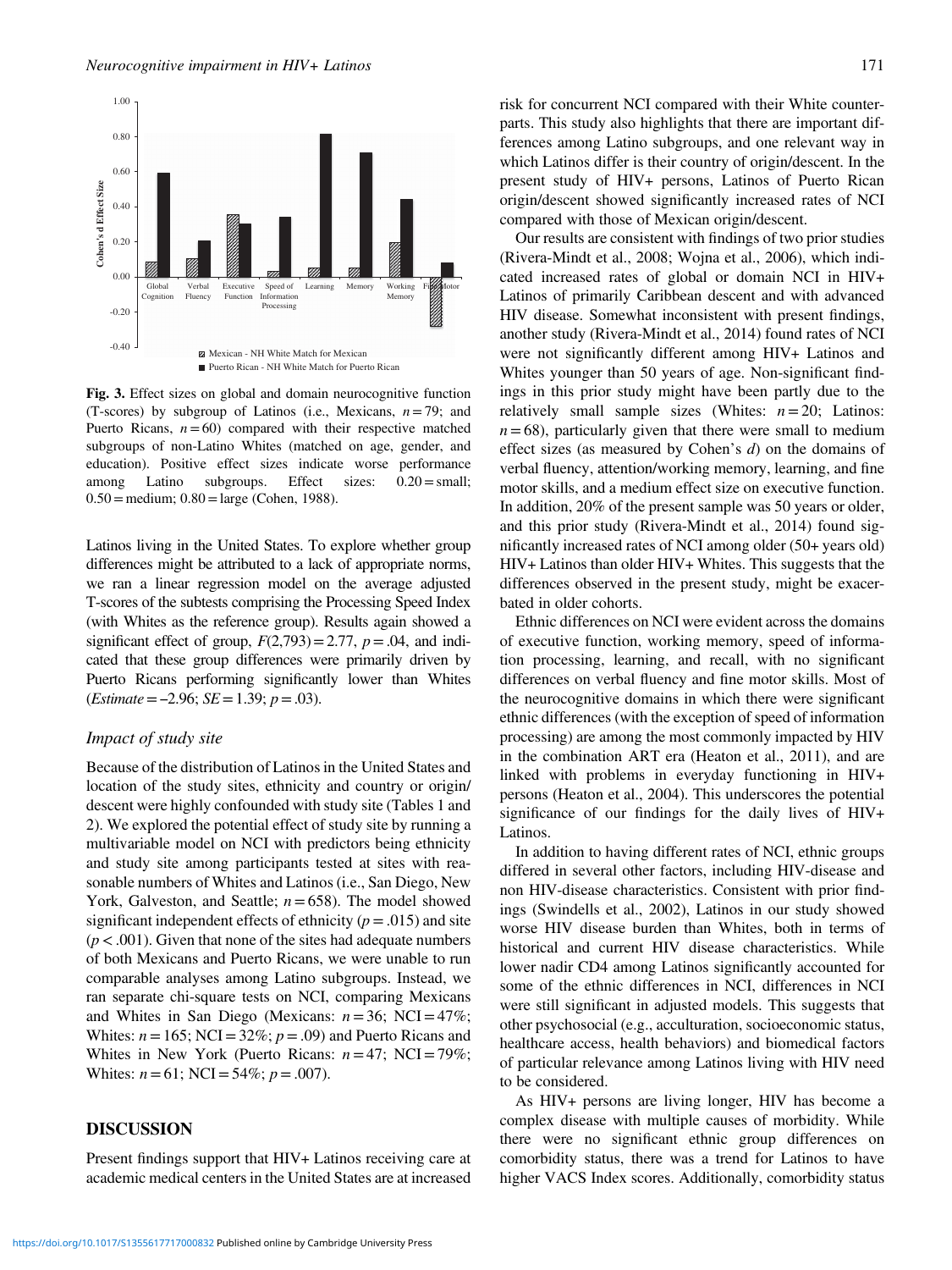Fig. 3. Effect sizes on global and domain neurocognitive function (T-scores) by subgroup of Latinos (i.e., Mexicans, $n = 79$; and Puerto Ricans, $n = 60$) compared with their respective matched subgroups of non-Latino Whites (matched on age, gender, and education). Positive effect sizes indicate worse performance among Latino subgroups. Effect sizes: 0.20 = small; 0.50 = medium; 0.80 = large (Cohen, 1988).

Latinos living in the United States. To explore whether group differences might be attributed to a lack of appropriate norms, we ran a linear regression model on the average adjusted T-scores of the subtests comprising the Processing Speed Index (with Whites as the reference group). Results again showed a significant effect of group, $F(2,793) = 2.77$, $p = .04$, and indicated that these group differences were primarily driven by Puerto Ricans performing significantly lower than Whites (*Estimate* = −2.96; *SE* = 1.39; $p = .03$).

### Impact of study site

Because of the distribution of Latinos in the United States and location of the study sites, ethnicity and country or origin/descent were highly confounded with study site (Tables 1 and 2). We explored the potential effect of study site by running a multivariable model on NCI with predictors being ethnicity and study site among participants tested at sites with reasonable numbers of Whites and Latinos (i.e., San Diego, New York, Galveston, and Seattle; $n = 658$). The model showed significant independent effects of ethnicity ($p = .015$) and site ($p < .001$). Given that none of the sites had adequate numbers of both Mexicans and Puerto Ricans, we were unable to run comparable analyses among Latino subgroups. Instead, we ran separate chi-square tests on NCI, comparing Mexicans and Whites in San Diego (Mexicans: $n = 36$; NCI = 47%; Whites: $n = 165$; NCI = 32%; $p = .09$) and Puerto Ricans and Whites in New York (Puerto Ricans: $n = 47$; NCI = 79%; Whites: $n = 61$; NCI = 54%; $p = .007$).

## DISCUSSION

Present findings support that HIV+ Latinos receiving care at academic medical centers in the United States are at increased risk for concurrent NCI compared with their White counterparts. This study also highlights that there are important differences among Latino subgroups, and one relevant way in which Latinos differ is their country of origin/descent. In the present study of HIV+ persons, Latinos of Puerto Rican origin/descent showed significantly increased rates of NCI compared with those of Mexican origin/descent.

Our results are consistent with findings of two prior studies (Rivera-Mindt et al., 2008; Wojna et al., 2006), which indicated increased rates of global or domain NCI in HIV+ Latinos of primarily Caribbean descent and with advanced HIV disease. Somewhat inconsistent with present findings, another study (Rivera-Mindt et al., 2014) found rates of NCI were not significantly different among HIV+ Latinos and Whites younger than 50 years of age. Non-significant findings in this prior study might have been partly due to the relatively small sample sizes (Whites: $n = 20$; Latinos: $n = 68$), particularly given that there were small to medium effect sizes (as measured by Cohen's *d*) on the domains of verbal fluency, attention/working memory, learning, and fine motor skills, and a medium effect size on executive function. In addition, 20% of the present sample was 50 years or older, and this prior study (Rivera-Mindt et al., 2014) found significantly increased rates of NCI among older (50+ years old) HIV+ Latinos than older HIV+ Whites. This suggests that the differences observed in the present study, might be exacerbated in older cohorts.

Ethnic differences on NCI were evident across the domains of executive function, working memory, speed of information processing, learning, and recall, with no significant differences on verbal fluency and fine motor skills. Most of the neurocognitive domains in which there were significant ethnic differences (with the exception of speed of information processing) are among the most commonly impacted by HIV in the combination ART era (Heaton et al., 2011), and are linked with problems in everyday functioning in HIV+ persons (Heaton et al., 2004). This underscores the potential significance of our findings for the daily lives of HIV+ Latinos.

In addition to having different rates of NCI, ethnic groups differed in several other factors, including HIV-disease and non HIV-disease characteristics. Consistent with prior findings (Swindells et al., 2002), Latinos in our study showed worse HIV disease burden than Whites, both in terms of historical and current HIV disease characteristics. While lower nadir CD4 among Latinos significantly accounted for some of the ethnic differences in NCI, differences in NCI were still significant in adjusted models. This suggests that other psychosocial (e.g., acculturation, socioeconomic status, healthcare access, health behaviors) and biomedical factors of particular relevance among Latinos living with HIV need to be considered.

As HIV+ persons are living longer, HIV has become a complex disease with multiple causes of morbidity. While there were no significant ethnic group differences on comorbidity status, there was a trend for Latinos to have higher VACS Index scores. Additionally, comorbidity status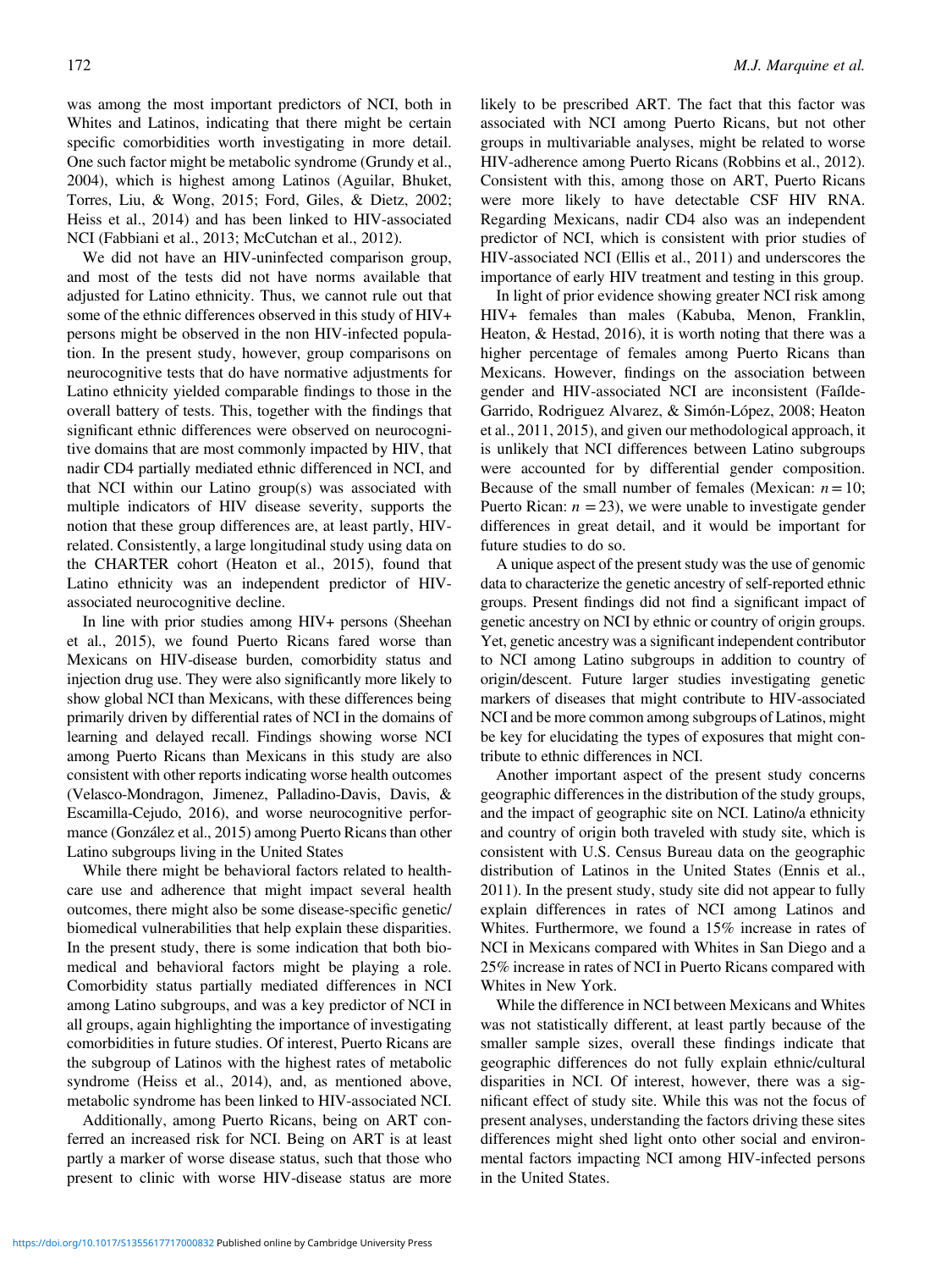was among the most important predictors of NCI, both in Whites and Latinos, indicating that there might be certain specific comorbidities worth investigating in more detail. One such factor might be metabolic syndrome (Grundy et al., 2004), which is highest among Latinos (Aguilar, Bhuket, Torres, Liu, & Wong, 2015; Ford, Giles, & Dietz, 2002; Heiss et al., 2014) and has been linked to HIV-associated NCI (Fabbiani et al., 2013; McCutchan et al., 2012).

We did not have an HIV-uninfected comparison group, and most of the tests did not have norms available that adjusted for Latino ethnicity. Thus, we cannot rule out that some of the ethnic differences observed in this study of HIV+ persons might be observed in the non HIV-infected population. In the present study, however, group comparisons on neurocognitive tests that do have normative adjustments for Latino ethnicity yielded comparable findings to those in the overall battery of tests. This, together with the findings that significant ethnic differences were observed on neurocognitive domains that are most commonly impacted by HIV, that nadir CD4 partially mediated ethnic differenced in NCI, and that NCI within our Latino group(s) was associated with multiple indicators of HIV disease severity, supports the notion that these group differences are, at least partly, HIV-related. Consistently, a large longitudinal study using data on the CHARTER cohort (Heaton et al., 2015), found that Latino ethnicity was an independent predictor of HIV-associated neurocognitive decline.

In line with prior studies among HIV+ persons (Sheehan et al., 2015), we found Puerto Ricans fared worse than Mexicans on HIV-disease burden, comorbidity status and injection drug use. They were also significantly more likely to show global NCI than Mexicans, with these differences being primarily driven by differential rates of NCI in the domains of learning and delayed recall. Findings showing worse NCI among Puerto Ricans than Mexicans in this study are also consistent with other reports indicating worse health outcomes (Velasco-Mondragon, Jimenez, Palladino-Davis, Davis, & Escamilla-Cejudo, 2016), and worse neurocognitive performance (González et al., 2015) among Puerto Ricans than other Latino subgroups living in the United States

While there might be behavioral factors related to healthcare use and adherence that might impact several health outcomes, there might also be some disease-specific genetic/biomedical vulnerabilities that help explain these disparities. In the present study, there is some indication that both biomedical and behavioral factors might be playing a role. Comorbidity status partially mediated differences in NCI among Latino subgroups, and was a key predictor of NCI in all groups, again highlighting the importance of investigating comorbidities in future studies. Of interest, Puerto Ricans are the subgroup of Latinos with the highest rates of metabolic syndrome (Heiss et al., 2014), and, as mentioned above, metabolic syndrome has been linked to HIV-associated NCI.

Additionally, among Puerto Ricans, being on ART conferred an increased risk for NCI. Being on ART is at least partly a marker of worse disease status, such that those who present to clinic with worse HIV-disease status are more likely to be prescribed ART. The fact that this factor was associated with NCI among Puerto Ricans, but not other groups in multivariable analyses, might be related to worse HIV-adherence among Puerto Ricans (Robbins et al., 2012). Consistent with this, among those on ART, Puerto Ricans were more likely to have detectable CSF HIV RNA. Regarding Mexicans, nadir CD4 also was an independent predictor of NCI, which is consistent with prior studies of HIV-associated NCI (Ellis et al., 2011) and underscores the importance of early HIV treatment and testing in this group.

In light of prior evidence showing greater NCI risk among HIV+ females than males (Kabuba, Menon, Franklin, Heaton, & Hestad, 2016), it is worth noting that there was a higher percentage of females among Puerto Ricans than Mexicans. However, findings on the association between gender and HIV-associated NCI are inconsistent (Faílde-Garrido, Rodriguez Alvarez, & Simón-López, 2008; Heaton et al., 2011, 2015), and given our methodological approach, it is unlikely that NCI differences between Latino subgroups were accounted for by differential gender composition. Because of the small number of females (Mexican: $n = 10$; Puerto Rican: $n = 23$), we were unable to investigate gender differences in great detail, and it would be important for future studies to do so.

A unique aspect of the present study was the use of genomic data to characterize the genetic ancestry of self-reported ethnic groups. Present findings did not find a significant impact of genetic ancestry on NCI by ethnic or country of origin groups. Yet, genetic ancestry was a significant independent contributor to NCI among Latino subgroups in addition to country of origin/descent. Future larger studies investigating genetic markers of diseases that might contribute to HIV-associated NCI and be more common among subgroups of Latinos, might be key for elucidating the types of exposures that might contribute to ethnic differences in NCI.

Another important aspect of the present study concerns geographic differences in the distribution of the study groups, and the impact of geographic site on NCI. Latino/a ethnicity and country of origin both traveled with study site, which is consistent with U.S. Census Bureau data on the geographic distribution of Latinos in the United States (Ennis et al., 2011). In the present study, study site did not appear to fully explain differences in rates of NCI among Latinos and Whites. Furthermore, we found a 15% increase in rates of NCI in Mexicans compared with Whites in San Diego and a 25% increase in rates of NCI in Puerto Ricans compared with Whites in New York.

While the difference in NCI between Mexicans and Whites was not statistically different, at least partly because of the smaller sample sizes, overall these findings indicate that geographic differences do not fully explain ethnic/cultural disparities in NCI. Of interest, however, there was a significant effect of study site. While this was not the focus of present analyses, understanding the factors driving these sites differences might shed light onto other social and environmental factors impacting NCI among HIV-infected persons in the United States.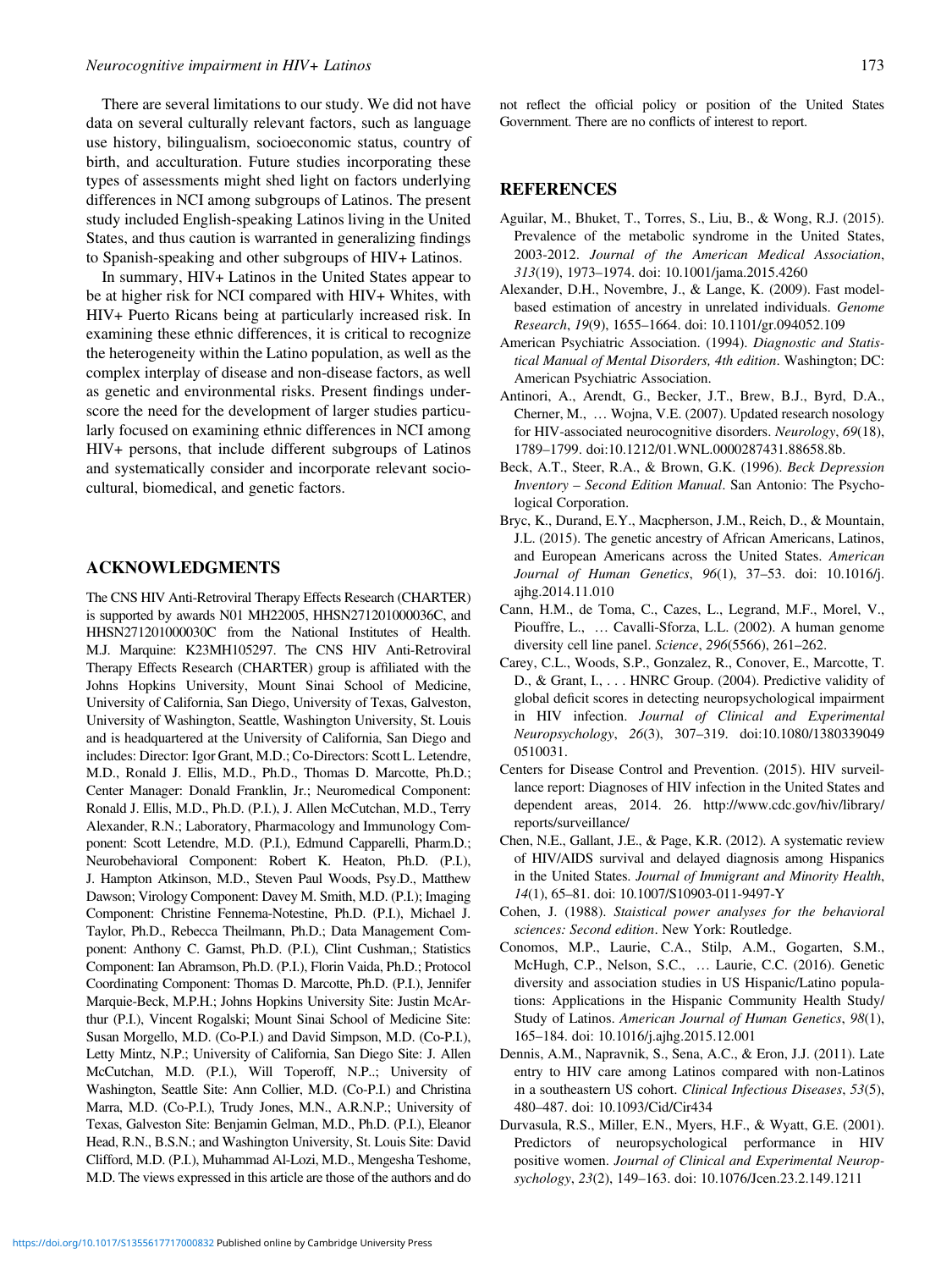There are several limitations to our study. We did not have data on several culturally relevant factors, such as language use history, bilingualism, socioeconomic status, country of birth, and acculturation. Future studies incorporating these types of assessments might shed light on factors underlying differences in NCI among subgroups of Latinos. The present study included English-speaking Latinos living in the United States, and thus caution is warranted in generalizing findings to Spanish-speaking and other subgroups of HIV+ Latinos.

In summary, HIV+ Latinos in the United States appear to be at higher risk for NCI compared with HIV+ Whites, with HIV+ Puerto Ricans being at particularly increased risk. In examining these ethnic differences, it is critical to recognize the heterogeneity within the Latino population, as well as the complex interplay of disease and non-disease factors, as well as genetic and environmental risks. Present findings underscore the need for the development of larger studies particularly focused on examining ethnic differences in NCI among HIV+ persons, that include different subgroups of Latinos and systematically consider and incorporate relevant sociocultural, biomedical, and genetic factors.

## ACKNOWLEDGMENTS

The CNS HIV Anti-Retroviral Therapy Effects Research (CHARTER) is supported by awards N01 MH22005, HHSN271201000036C, and HHSN271201000030C from the National Institutes of Health. M.J. Marquine: K23MH105297. The CNS HIV Anti-Retroviral Therapy Effects Research (CHARTER) group is affiliated with the Johns Hopkins University, Mount Sinai School of Medicine, University of California, San Diego, University of Texas, Galveston, University of Washington, Seattle, Washington University, St. Louis and is headquartered at the University of California, San Diego and includes: Director: Igor Grant, M.D.; Co-Directors: Scott L. Letendre, M.D., Ronald J. Ellis, M.D., Ph.D., Thomas D. Marcotte, Ph.D.; Center Manager: Donald Franklin, Jr.; Neuromedical Component: Ronald J. Ellis, M.D., Ph.D. (P.I.), J. Allen McCutchan, M.D., Terry Alexander, R.N.; Laboratory, Pharmacology and Immunology Component: Scott Letendre, M.D. (P.I.), Edmund Capparelli, Pharm.D.; Neurobehavioral Component: Robert K. Heaton, Ph.D. (P.I.), J. Hampton Atkinson, M.D., Steven Paul Woods, Psy.D., Matthew Dawson; Virology Component: Davey M. Smith, M.D. (P.I.); Imaging Component: Christine Fennema-Notestine, Ph.D. (P.I.), Michael J. Taylor, Ph.D., Rebecca Theilmann, Ph.D.; Data Management Component: Anthony C. Gamst, Ph.D. (P.I.), Clint Cushman,; Statistics Component: Ian Abramson, Ph.D. (P.I.), Florin Vaida, Ph.D.; Protocol Coordinating Component: Thomas D. Marcotte, Ph.D. (P.I.), Jennifer Marquie-Beck, M.P.H.; Johns Hopkins University Site: Justin McArthur (P.I.), Vincent Rogalski; Mount Sinai School of Medicine Site: Susan Morgello, M.D. (Co-P.I.) and David Simpson, M.D. (Co-P.I.), Letty Mintz, N.P.; University of California, San Diego Site: J. Allen McCutchan, M.D. (P.I.), Will Toperoff, N.P..; University of Washington, Seattle Site: Ann Collier, M.D. (Co-P.I.) and Christina Marra, M.D. (Co-P.I.), Trudy Jones, M.N., A.R.N.P.; University of Texas, Galveston Site: Benjamin Gelman, M.D., Ph.D. (P.I.), Eleanor Head, R.N., B.S.N.; and Washington University, St. Louis Site: David Clifford, M.D. (P.I.), Muhammad Al-Lozi, M.D., Mengesha Teshome, M.D. The views expressed in this article are those of the authors and do not reflect the official policy or position of the United States Government. There are no conflicts of interest to report.

## REFERENCES

Aguilar, M., Bhuket, T., Torres, S., Liu, B., & Wong, R.J. (2015). Prevalence of the metabolic syndrome in the United States, 2003-2012. *Journal of the American Medical Association*, *313*(19), 1973–1974. doi: 10.1001/jama.2015.4260

Alexander, D.H., Novembre, J., & Lange, K. (2009). Fast model-based estimation of ancestry in unrelated individuals. *Genome Research*, *19*(9), 1655–1664. doi: 10.1101/gr.094052.109

American Psychiatric Association. (1994). *Diagnostic and Statistical Manual of Mental Disorders, 4th edition*. Washington; DC: American Psychiatric Association.

Antinori, A., Arendt, G., Becker, J.T., Brew, B.J., Byrd, D.A., Cherner, M., … Wojna, V.E. (2007). Updated research nosology for HIV-associated neurocognitive disorders. *Neurology*, *69*(18), 1789–1799. doi:10.1212/01.WNL.0000287431.88658.8b.

Beck, A.T., Steer, R.A., & Brown, G.K. (1996). *Beck Depression Inventory – Second Edition Manual*. San Antonio: The Psychological Corporation.

Bryc, K., Durand, E.Y., Macpherson, J.M., Reich, D., & Mountain, J.L. (2015). The genetic ancestry of African Americans, Latinos, and European Americans across the United States. *American Journal of Human Genetics*, *96*(1), 37–53. doi: 10.1016/j.ajhg.2014.11.010

Cann, H.M., de Toma, C., Cazes, L., Legrand, M.F., Morel, V., Piouffre, L., … Cavalli-Sforza, L.L. (2002). A human genome diversity cell line panel. *Science*, *296*(5566), 261–262.

Carey, C.L., Woods, S.P., Gonzalez, R., Conover, E., Marcotte, T. D., & Grant, I., . . . HNRC Group. (2004). Predictive validity of global deficit scores in detecting neuropsychological impairment in HIV infection. *Journal of Clinical and Experimental Neuropsychology*, *26*(3), 307–319. doi:10.1080/13803390490510031.

Centers for Disease Control and Prevention. (2015). HIV surveillance report: Diagnoses of HIV infection in the United States and dependent areas, 2014. 26. http://www.cdc.gov/hiv/library/reports/surveillance/

Chen, N.E., Gallant, J.E., & Page, K.R. (2012). A systematic review of HIV/AIDS survival and delayed diagnosis among Hispanics in the United States. *Journal of Immigrant and Minority Health*, *14*(1), 65–81. doi: 10.1007/S10903-011-9497-Y

Cohen, J. (1988). *Staistical power analyses for the behavioral sciences: Second edition*. New York: Routledge.

Conomos, M.P., Laurie, C.A., Stilp, A.M., Gogarten, S.M., McHugh, C.P., Nelson, S.C., … Laurie, C.C. (2016). Genetic diversity and association studies in US Hispanic/Latino populations: Applications in the Hispanic Community Health Study/Study of Latinos. *American Journal of Human Genetics*, *98*(1), 165–184. doi: 10.1016/j.ajhg.2015.12.001

Dennis, A.M., Napravnik, S., Sena, A.C., & Eron, J.J. (2011). Late entry to HIV care among Latinos compared with non-Latinos in a southeastern US cohort. *Clinical Infectious Diseases*, *53*(5), 480–487. doi: 10.1093/Cid/Cir434

Durvasula, R.S., Miller, E.N., Myers, H.F., & Wyatt, G.E. (2001). Predictors of neuropsychological performance in HIV positive women. *Journal of Clinical and Experimental Neuropsychology*, *23*(2), 149–163. doi: 10.1076/Jcen.23.2.149.1211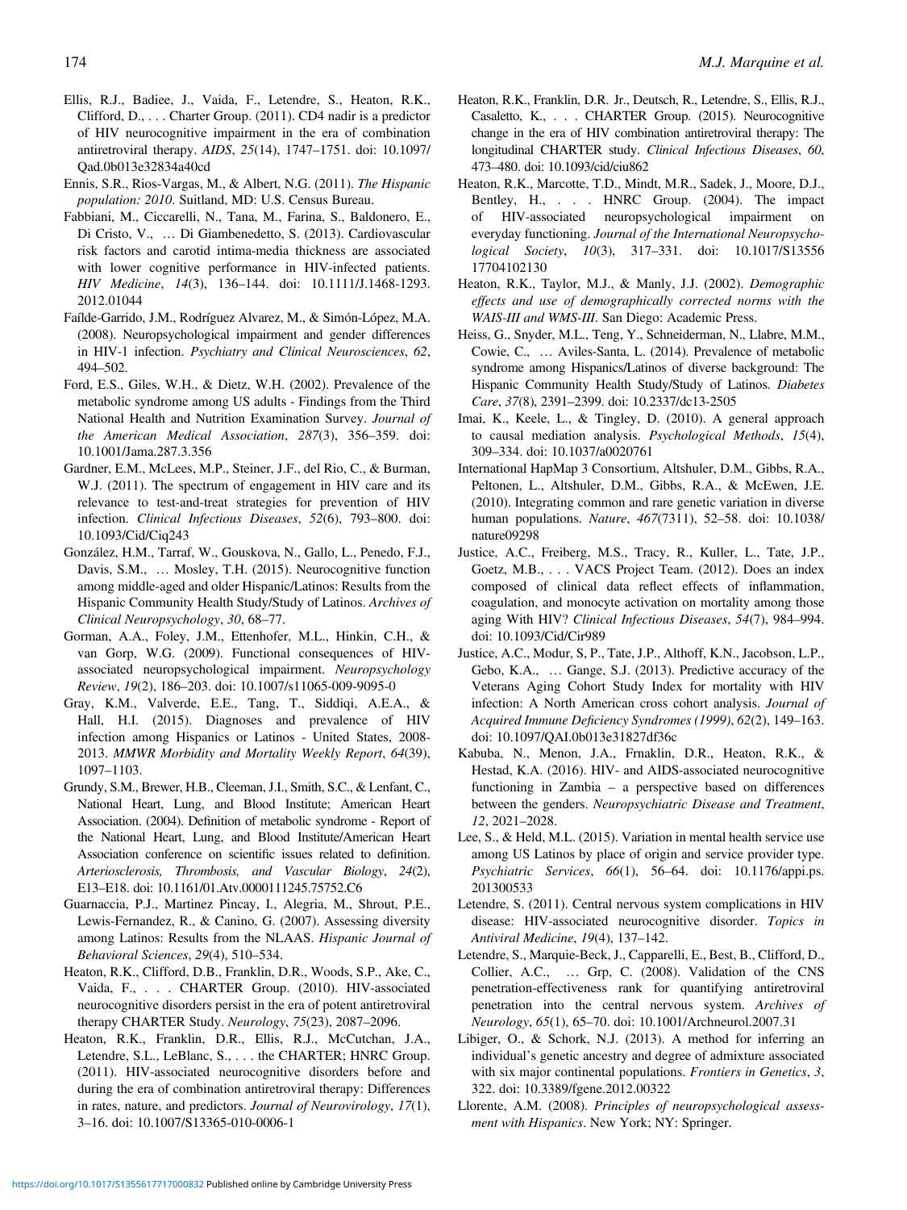Ellis, R.J., Badiee, J., Vaida, F., Letendre, S., Heaton, R.K., Clifford, D., . . . Charter Group. (2011). CD4 nadir is a predictor of HIV neurocognitive impairment in the era of combination antiretroviral therapy. *AIDS*, *25*(14), 1747–1751. doi: 10.1097/Qad.0b013e32834a40cd

Ennis, S.R., Rios-Vargas, M., & Albert, N.G. (2011). *The Hispanic population: 2010*. Suitland, MD: U.S. Census Bureau.

Fabbiani, M., Ciccarelli, N., Tana, M., Farina, S., Baldonero, E., Di Cristo, V., … Di Giambenedetto, S. (2013). Cardiovascular risk factors and carotid intima-media thickness are associated with lower cognitive performance in HIV-infected patients. *HIV Medicine*, *14*(3), 136–144. doi: 10.1111/J.1468-1293.2012.01044

Faílde-Garrido, J.M., Rodríguez Alvarez, M., & Simón-López, M.A. (2008). Neuropsychological impairment and gender differences in HIV-1 infection. *Psychiatry and Clinical Neurosciences*, *62*, 494–502.

Ford, E.S., Giles, W.H., & Dietz, W.H. (2002). Prevalence of the metabolic syndrome among US adults - Findings from the Third National Health and Nutrition Examination Survey. *Journal of the American Medical Association*, *287*(3), 356–359. doi: 10.1001/Jama.287.3.356

Gardner, E.M., McLees, M.P., Steiner, J.F., del Rio, C., & Burman, W.J. (2011). The spectrum of engagement in HIV care and its relevance to test-and-treat strategies for prevention of HIV infection. *Clinical Infectious Diseases*, *52*(6), 793–800. doi: 10.1093/Cid/Ciq243

González, H.M., Tarraf, W., Gouskova, N., Gallo, L., Penedo, F.J., Davis, S.M., … Mosley, T.H. (2015). Neurocognitive function among middle-aged and older Hispanic/Latinos: Results from the Hispanic Community Health Study/Study of Latinos. *Archives of Clinical Neuropsychology*, *30*, 68–77.

Gorman, A.A., Foley, J.M., Ettenhofer, M.L., Hinkin, C.H., & van Gorp, W.G. (2009). Functional consequences of HIV-associated neuropsychological impairment. *Neuropsychology Review*, *19*(2), 186–203. doi: 10.1007/s11065-009-9095-0

Gray, K.M., Valverde, E.E., Tang, T., Siddiqi, A.E.A., & Hall, H.I. (2015). Diagnoses and prevalence of HIV infection among Hispanics or Latinos - United States, 2008-2013. *MMWR Morbidity and Mortality Weekly Report*, *64*(39), 1097–1103.

Grundy, S.M., Brewer, H.B., Cleeman, J.I., Smith, S.C., & Lenfant, C., National Heart, Lung, and Blood Institute; American Heart Association. (2004). Definition of metabolic syndrome - Report of the National Heart, Lung, and Blood Institute/American Heart Association conference on scientific issues related to definition. *Arteriosclerosis, Thrombosis, and Vascular Biology*, *24*(2), E13–E18. doi: 10.1161/01.Atv.0000111245.75752.C6

Guarnaccia, P.J., Martinez Pincay, I., Alegria, M., Shrout, P.E., Lewis-Fernandez, R., & Canino, G. (2007). Assessing diversity among Latinos: Results from the NLAAS. *Hispanic Journal of Behavioral Sciences*, *29*(4), 510–534.

Heaton, R.K., Clifford, D.B., Franklin, D.R., Woods, S.P., Ake, C., Vaida, F., . . . CHARTER Group. (2010). HIV-associated neurocognitive disorders persist in the era of potent antiretroviral therapy CHARTER Study. *Neurology*, *75*(23), 2087–2096.

Heaton, R.K., Franklin, D.R., Ellis, R.J., McCutchan, J.A., Letendre, S.L., LeBlanc, S., . . . the CHARTER; HNRC Group. (2011). HIV-associated neurocognitive disorders before and during the era of combination antiretroviral therapy: Differences in rates, nature, and predictors. *Journal of Neurovirology*, *17*(1), 3–16. doi: 10.1007/S13365-010-0006-1

Heaton, R.K., Franklin, D.R. Jr., Deutsch, R., Letendre, S., Ellis, R.J., Casaletto, K., . . . CHARTER Group. (2015). Neurocognitive change in the era of HIV combination antiretroviral therapy: The longitudinal CHARTER study. *Clinical Infectious Diseases*, *60*, 473–480. doi: 10.1093/cid/ciu862

Heaton, R.K., Marcotte, T.D., Mindt, M.R., Sadek, J., Moore, D.J., Bentley, H., . . . HNRC Group. (2004). The impact of HIV-associated neuropsychological impairment on everyday functioning. *Journal of the International Neuropsychological Society*, *10*(3), 317–331. doi: 10.1017/S1355617704102130

Heaton, R.K., Taylor, M.J., & Manly, J.J. (2002). *Demographic effects and use of demographically corrected norms with the WAIS-III and WMS-III*. San Diego: Academic Press.

Heiss, G., Snyder, M.L., Teng, Y., Schneiderman, N., Llabre, M.M., Cowie, C., … Aviles-Santa, L. (2014). Prevalence of metabolic syndrome among Hispanics/Latinos of diverse background: The Hispanic Community Health Study/Study of Latinos. *Diabetes Care*, *37*(8), 2391–2399. doi: 10.2337/dc13-2505

Imai, K., Keele, L., & Tingley, D. (2010). A general approach to causal mediation analysis. *Psychological Methods*, *15*(4), 309–334. doi: 10.1037/a0020761

International HapMap 3 Consortium, Altshuler, D.M., Gibbs, R.A., Peltonen, L., Altshuler, D.M., Gibbs, R.A., & McEwen, J.E. (2010). Integrating common and rare genetic variation in diverse human populations. *Nature*, *467*(7311), 52–58. doi: 10.1038/nature09298

Justice, A.C., Freiberg, M.S., Tracy, R., Kuller, L., Tate, J.P., Goetz, M.B., . . . VACS Project Team. (2012). Does an index composed of clinical data reflect effects of inflammation, coagulation, and monocyte activation on mortality among those aging With HIV? *Clinical Infectious Diseases*, *54*(7), 984–994. doi: 10.1093/Cid/Cir989

Justice, A.C., Modur, S, P., Tate, J.P., Althoff, K.N., Jacobson, L.P., Gebo, K.A., … Gange, S.J. (2013). Predictive accuracy of the Veterans Aging Cohort Study Index for mortality with HIV infection: A North American cross cohort analysis. *Journal of Acquired Immune Deficiency Syndromes (1999)*, *62*(2), 149–163. doi: 10.1097/QAI.0b013e31827df36c

Kabuba, N., Menon, J.A., Frnaklin, D.R., Heaton, R.K., & Hestad, K.A. (2016). HIV- and AIDS-associated neurocognitive functioning in Zambia – a perspective based on differences between the genders. *Neuropsychiatric Disease and Treatment*, *12*, 2021–2028.

Lee, S., & Held, M.L. (2015). Variation in mental health service use among US Latinos by place of origin and service provider type. *Psychiatric Services*, *66*(1), 56–64. doi: 10.1176/appi.ps.201300533

Letendre, S. (2011). Central nervous system complications in HIV disease: HIV-associated neurocognitive disorder. *Topics in Antiviral Medicine*, *19*(4), 137–142.

Letendre, S., Marquie-Beck, J., Capparelli, E., Best, B., Clifford, D., Collier, A.C., … Grp, C. (2008). Validation of the CNS penetration-effectiveness rank for quantifying antiretroviral penetration into the central nervous system. *Archives of Neurology*, *65*(1), 65–70. doi: 10.1001/Archneurol.2007.31

Libiger, O., & Schork, N.J. (2013). A method for inferring an individual's genetic ancestry and degree of admixture associated with six major continental populations. *Frontiers in Genetics*, *3*, 322. doi: 10.3389/fgene.2012.00322

Llorente, A.M. (2008). *Principles of neuropsychological assessment with Hispanics*. New York; NY: Springer.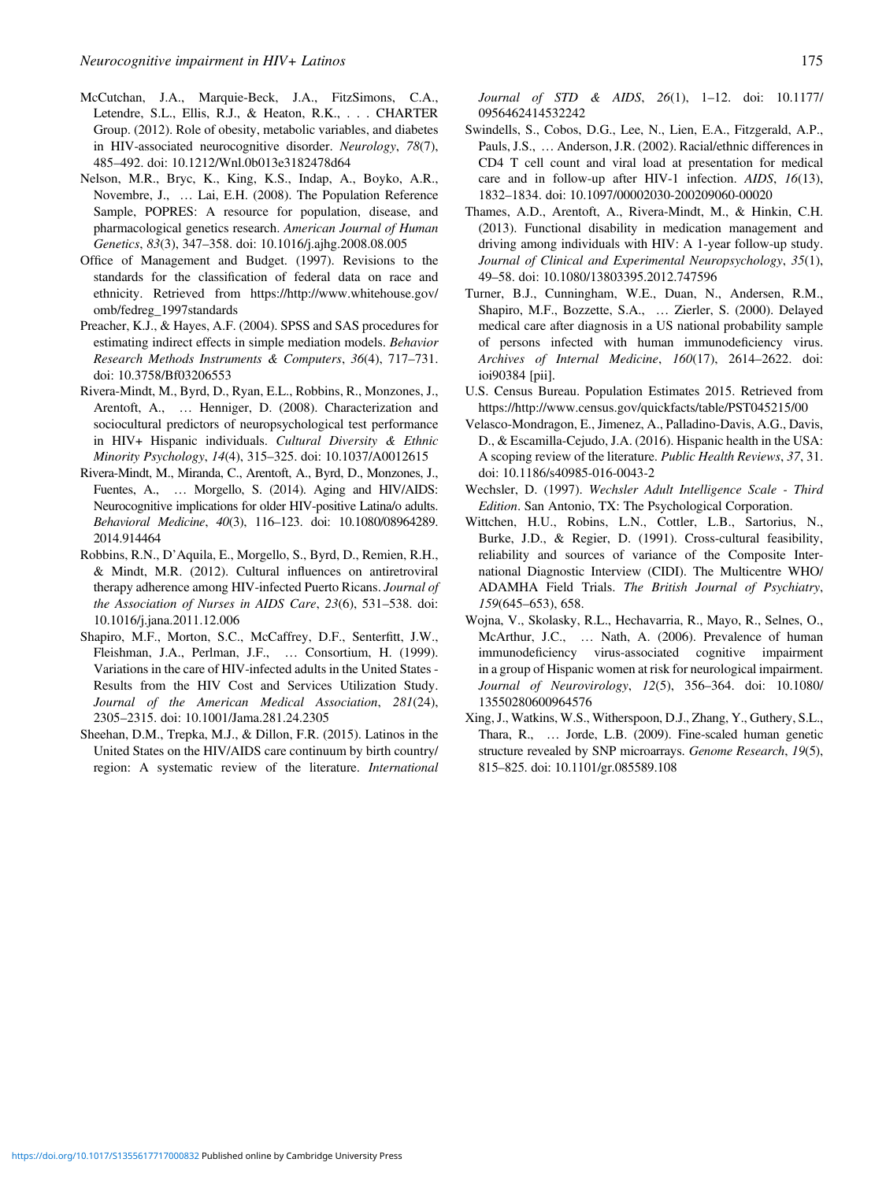McCutchan, J.A., Marquie-Beck, J.A., FitzSimons, C.A., Letendre, S.L., Ellis, R.J., & Heaton, R.K., . . . CHARTER Group. (2012). Role of obesity, metabolic variables, and diabetes in HIV-associated neurocognitive disorder. *Neurology*, *78*(7), 485–492. doi: 10.1212/Wnl.0b013e3182478d64

Nelson, M.R., Bryc, K., King, K.S., Indap, A., Boyko, A.R., Novembre, J., … Lai, E.H. (2008). The Population Reference Sample, POPRES: A resource for population, disease, and pharmacological genetics research. *American Journal of Human Genetics*, *83*(3), 347–358. doi: 10.1016/j.ajhg.2008.08.005

Office of Management and Budget. (1997). Revisions to the standards for the classification of federal data on race and ethnicity. Retrieved from https://http://www.whitehouse.gov/omb/fedreg_1997standards

Preacher, K.J., & Hayes, A.F. (2004). SPSS and SAS procedures for estimating indirect effects in simple mediation models. *Behavior Research Methods Instruments & Computers*, *36*(4), 717–731. doi: 10.3758/Bf03206553

Rivera-Mindt, M., Byrd, D., Ryan, E.L., Robbins, R., Monzones, J., Arentoft, A., … Henniger, D. (2008). Characterization and sociocultural predictors of neuropsychological test performance in HIV+ Hispanic individuals. *Cultural Diversity & Ethnic Minority Psychology*, *14*(4), 315–325. doi: 10.1037/A0012615

Rivera-Mindt, M., Miranda, C., Arentoft, A., Byrd, D., Monzones, J., Fuentes, A., … Morgello, S. (2014). Aging and HIV/AIDS: Neurocognitive implications for older HIV-positive Latina/o adults. *Behavioral Medicine*, *40*(3), 116–123. doi: 10.1080/08964289.2014.914464

Robbins, R.N., D'Aquila, E., Morgello, S., Byrd, D., Remien, R.H., & Mindt, M.R. (2012). Cultural influences on antiretroviral therapy adherence among HIV-infected Puerto Ricans. *Journal of the Association of Nurses in AIDS Care*, *23*(6), 531–538. doi: 10.1016/j.jana.2011.12.006

Shapiro, M.F., Morton, S.C., McCaffrey, D.F., Senterfitt, J.W., Fleishman, J.A., Perlman, J.F., … Consortium, H. (1999). Variations in the care of HIV-infected adults in the United States - Results from the HIV Cost and Services Utilization Study. *Journal of the American Medical Association*, *281*(24), 2305–2315. doi: 10.1001/Jama.281.24.2305

Sheehan, D.M., Trepka, M.J., & Dillon, F.R. (2015). Latinos in the United States on the HIV/AIDS care continuum by birth country/region: A systematic review of the literature. *International Journal of STD & AIDS*, *26*(1), 1–12. doi: 10.1177/0956462414532242

Swindells, S., Cobos, D.G., Lee, N., Lien, E.A., Fitzgerald, A.P., Pauls, J.S., … Anderson, J.R. (2002). Racial/ethnic differences in CD4 T cell count and viral load at presentation for medical care and in follow-up after HIV-1 infection. *AIDS*, *16*(13), 1832–1834. doi: 10.1097/00002030-200209060-00020

Thames, A.D., Arentoft, A., Rivera-Mindt, M., & Hinkin, C.H. (2013). Functional disability in medication management and driving among individuals with HIV: A 1-year follow-up study. *Journal of Clinical and Experimental Neuropsychology*, *35*(1), 49–58. doi: 10.1080/13803395.2012.747596

Turner, B.J., Cunningham, W.E., Duan, N., Andersen, R.M., Shapiro, M.F., Bozzette, S.A., … Zierler, S. (2000). Delayed medical care after diagnosis in a US national probability sample of persons infected with human immunodeficiency virus. *Archives of Internal Medicine*, *160*(17), 2614–2622. doi: ioi90384 [pii].

U.S. Census Bureau. Population Estimates 2015. Retrieved from https://http://www.census.gov/quickfacts/table/PST045215/00

Velasco-Mondragon, E., Jimenez, A., Palladino-Davis, A.G., Davis, D., & Escamilla-Cejudo, J.A. (2016). Hispanic health in the USA: A scoping review of the literature. *Public Health Reviews*, *37*, 31. doi: 10.1186/s40985-016-0043-2

Wechsler, D. (1997). *Wechsler Adult Intelligence Scale - Third Edition*. San Antonio, TX: The Psychological Corporation.

Wittchen, H.U., Robins, L.N., Cottler, L.B., Sartorius, N., Burke, J.D., & Regier, D. (1991). Cross-cultural feasibility, reliability and sources of variance of the Composite International Diagnostic Interview (CIDI). The Multicentre WHO/ADAMHA Field Trials. *The British Journal of Psychiatry*, *159*(645–653), 658.

Wojna, V., Skolasky, R.L., Hechavarria, R., Mayo, R., Selnes, O., McArthur, J.C., … Nath, A. (2006). Prevalence of human immunodeficiency virus-associated cognitive impairment in a group of Hispanic women at risk for neurological impairment. *Journal of Neurovirology*, *12*(5), 356–364. doi: 10.1080/13550280600964576

Xing, J., Watkins, W.S., Witherspoon, D.J., Zhang, Y., Guthery, S.L., Thara, R., … Jorde, L.B. (2009). Fine-scaled human genetic structure revealed by SNP microarrays. *Genome Research*, *19*(5), 815–825. doi: 10.1101/gr.085589.108